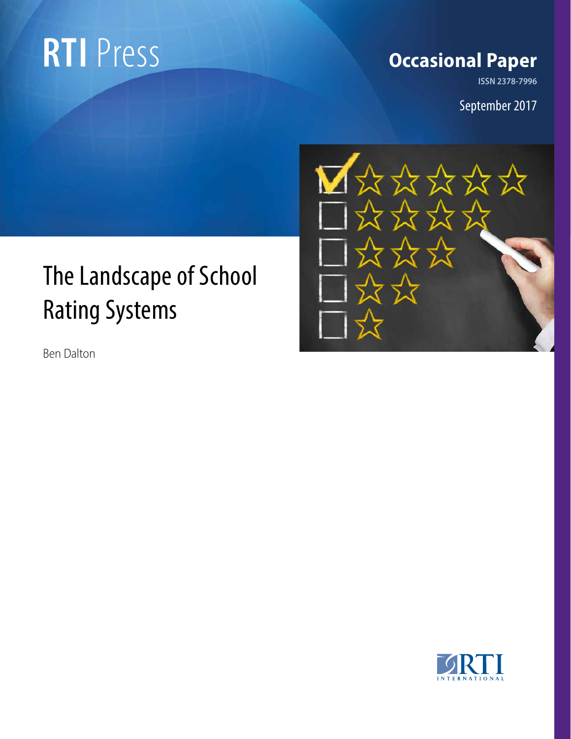RTI Press

**Occasional Paper**

ISSN 2378-7996

September 2017

# The Landscape of School Rating Systems

Ben Dalton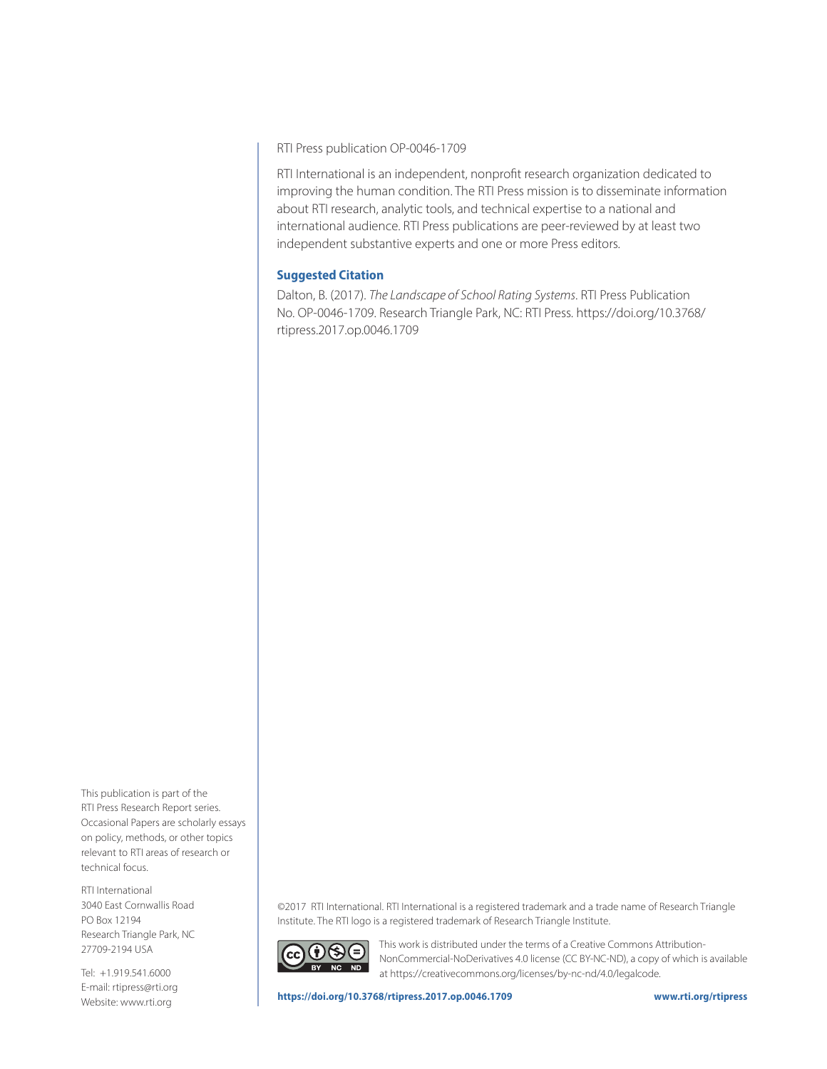RTI Press publication OP-0046-1709

RTI International is an independent, nonprofit research organization dedicated to improving the human condition. The RTI Press mission is to disseminate information about RTI research, analytic tools, and technical expertise to a national and international audience. RTI Press publications are peer-reviewed by at least two independent substantive experts and one or more Press editors.

**Suggested Citation**

Dalton, B. (2017). *The Landscape of School Rating Systems*. RTI Press Publication No. OP-0046-1709. Research Triangle Park, NC: RTI Press. https://doi.org/10.3768/rtipress.2017.op.0046.1709

This publication is part of the RTI Press Research Report series. Occasional Papers are scholarly essays on policy, methods, or other topics relevant to RTI areas of research or technical focus.

RTI International
3040 East Cornwallis Road
PO Box 12194
Research Triangle Park, NC
27709-2194 USA

Tel: +1.919.541.6000
E-mail: rtipress@rti.org
Website: www.rti.org

©2017 RTI International. RTI International is a registered trademark and a trade name of Research Triangle Institute. The RTI logo is a registered trademark of Research Triangle Institute.

This work is distributed under the terms of a Creative Commons Attribution-NonCommercial-NoDerivatives 4.0 license (CC BY-NC-ND), a copy of which is available at https://creativecommons.org/licenses/by-nc-nd/4.0/legalcode.

**https://doi.org/10.3768/rtipress.2017.op.0046.1709** **www.rti.org/rtipress**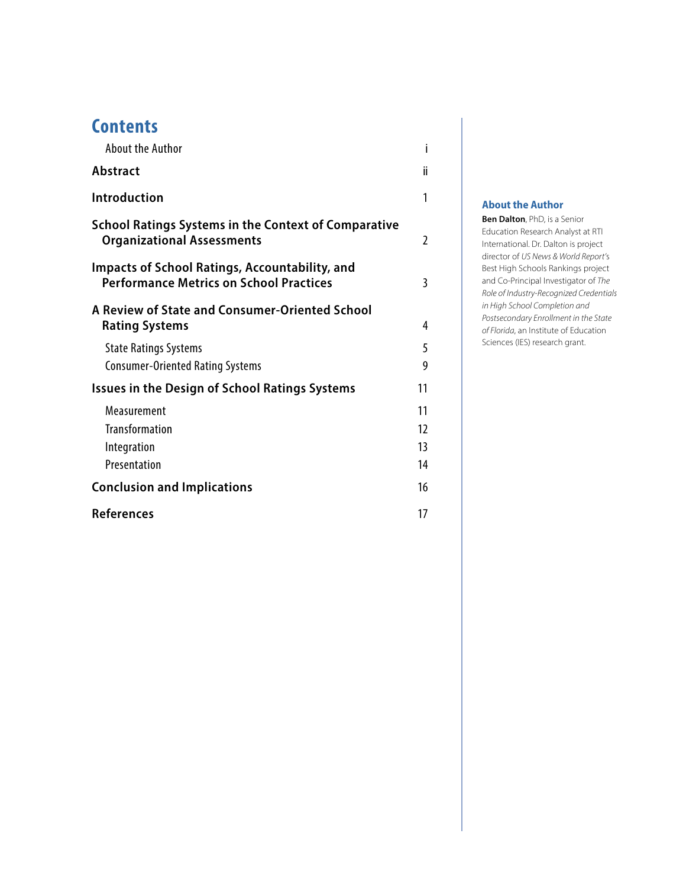## Contents

| | |
|---|---|
| About the Author | i |
| **Abstract** | ii |
| **Introduction** | 1 |
| **School Ratings Systems in the Context of Comparative Organizational Assessments** | 2 |
| **Impacts of School Ratings, Accountability, and Performance Metrics on School Practices** | 3 |
| **A Review of State and Consumer-Oriented School Rating Systems** | 4 |
| State Ratings Systems | 5 |
| Consumer-Oriented Rating Systems | 9 |
| **Issues in the Design of School Ratings Systems** | 11 |
| Measurement | 11 |
| Transformation | 12 |
| Integration | 13 |
| Presentation | 14 |
| **Conclusion and Implications** | 16 |
| **References** | 17 |

### About the Author

**Ben Dalton**, PhD, is a Senior Education Research Analyst at RTI International. Dr. Dalton is project director of *US News & World Report's* Best High Schools Rankings project and Co-Principal Investigator of *The Role of Industry-Recognized Credentials in High School Completion and Postsecondary Enrollment in the State of Florida*, an Institute of Education Sciences (IES) research grant.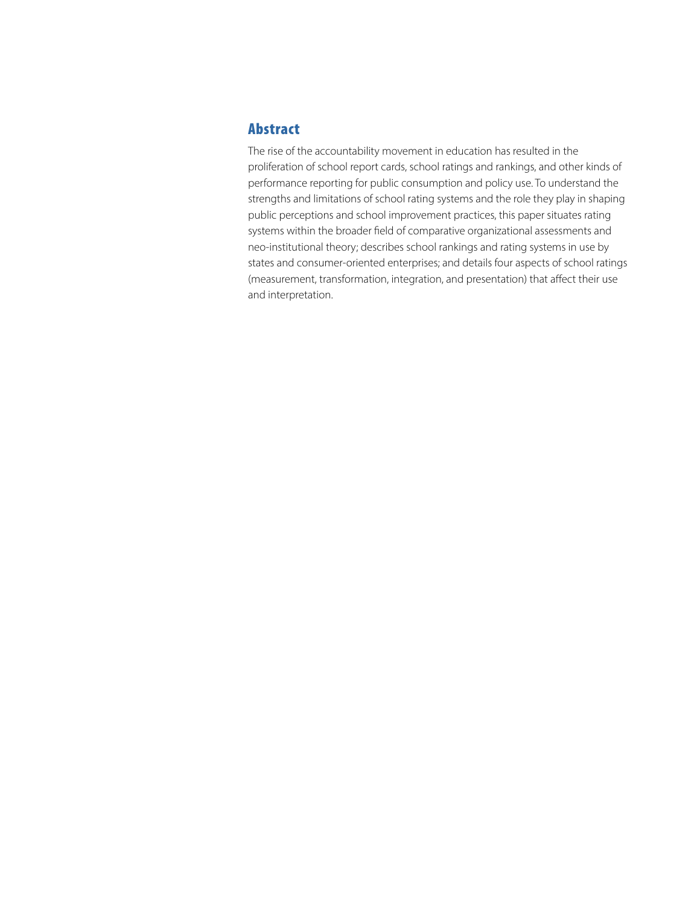## Abstract

The rise of the accountability movement in education has resulted in the proliferation of school report cards, school ratings and rankings, and other kinds of performance reporting for public consumption and policy use. To understand the strengths and limitations of school rating systems and the role they play in shaping public perceptions and school improvement practices, this paper situates rating systems within the broader field of comparative organizational assessments and neo-institutional theory; describes school rankings and rating systems in use by states and consumer-oriented enterprises; and details four aspects of school ratings (measurement, transformation, integration, and presentation) that affect their use and interpretation.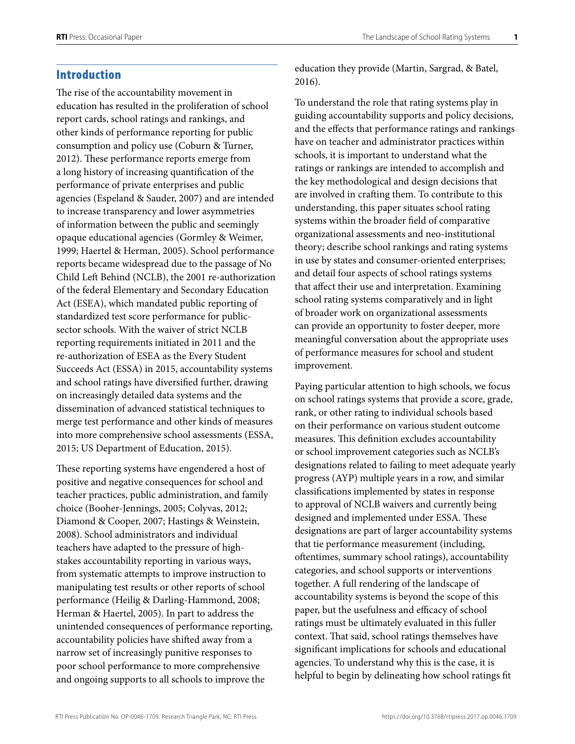## Introduction

The rise of the accountability movement in education has resulted in the proliferation of school report cards, school ratings and rankings, and other kinds of performance reporting for public consumption and policy use (Coburn & Turner, 2012). These performance reports emerge from a long history of increasing quantification of the performance of private enterprises and public agencies (Espeland & Sauder, 2007) and are intended to increase transparency and lower asymmetries of information between the public and seemingly opaque educational agencies (Gormley & Weimer, 1999; Haertel & Herman, 2005). School performance reports became widespread due to the passage of No Child Left Behind (NCLB), the 2001 re-authorization of the federal Elementary and Secondary Education Act (ESEA), which mandated public reporting of standardized test score performance for public-sector schools. With the waiver of strict NCLB reporting requirements initiated in 2011 and the re-authorization of ESEA as the Every Student Succeeds Act (ESSA) in 2015, accountability systems and school ratings have diversified further, drawing on increasingly detailed data systems and the dissemination of advanced statistical techniques to merge test performance and other kinds of measures into more comprehensive school assessments (ESSA, 2015; US Department of Education, 2015).

These reporting systems have engendered a host of positive and negative consequences for school and teacher practices, public administration, and family choice (Booher-Jennings, 2005; Colyvas, 2012; Diamond & Cooper, 2007; Hastings & Weinstein, 2008). School administrators and individual teachers have adapted to the pressure of high-stakes accountability reporting in various ways, from systematic attempts to improve instruction to manipulating test results or other reports of school performance (Heilig & Darling-Hammond, 2008; Herman & Haertel, 2005). In part to address the unintended consequences of performance reporting, accountability policies have shifted away from a narrow set of increasingly punitive responses to poor school performance to more comprehensive and ongoing supports to all schools to improve the education they provide (Martin, Sargrad, & Batel, 2016).

To understand the role that rating systems play in guiding accountability supports and policy decisions, and the effects that performance ratings and rankings have on teacher and administrator practices within schools, it is important to understand what the ratings or rankings are intended to accomplish and the key methodological and design decisions that are involved in crafting them. To contribute to this understanding, this paper situates school rating systems within the broader field of comparative organizational assessments and neo-institutional theory; describe school rankings and rating systems in use by states and consumer-oriented enterprises; and detail four aspects of school ratings systems that affect their use and interpretation. Examining school rating systems comparatively and in light of broader work on organizational assessments can provide an opportunity to foster deeper, more meaningful conversation about the appropriate uses of performance measures for school and student improvement.

Paying particular attention to high schools, we focus on school ratings systems that provide a score, grade, rank, or other rating to individual schools based on their performance on various student outcome measures. This definition excludes accountability or school improvement categories such as NCLB's designations related to failing to meet adequate yearly progress (AYP) multiple years in a row, and similar classifications implemented by states in response to approval of NCLB waivers and currently being designed and implemented under ESSA. These designations are part of larger accountability systems that tie performance measurement (including, oftentimes, summary school ratings), accountability categories, and school supports or interventions together. A full rendering of the landscape of accountability systems is beyond the scope of this paper, but the usefulness and efficacy of school ratings must be ultimately evaluated in this fuller context. That said, school ratings themselves have significant implications for schools and educational agencies. To understand why this is the case, it is helpful to begin by delineating how school ratings fit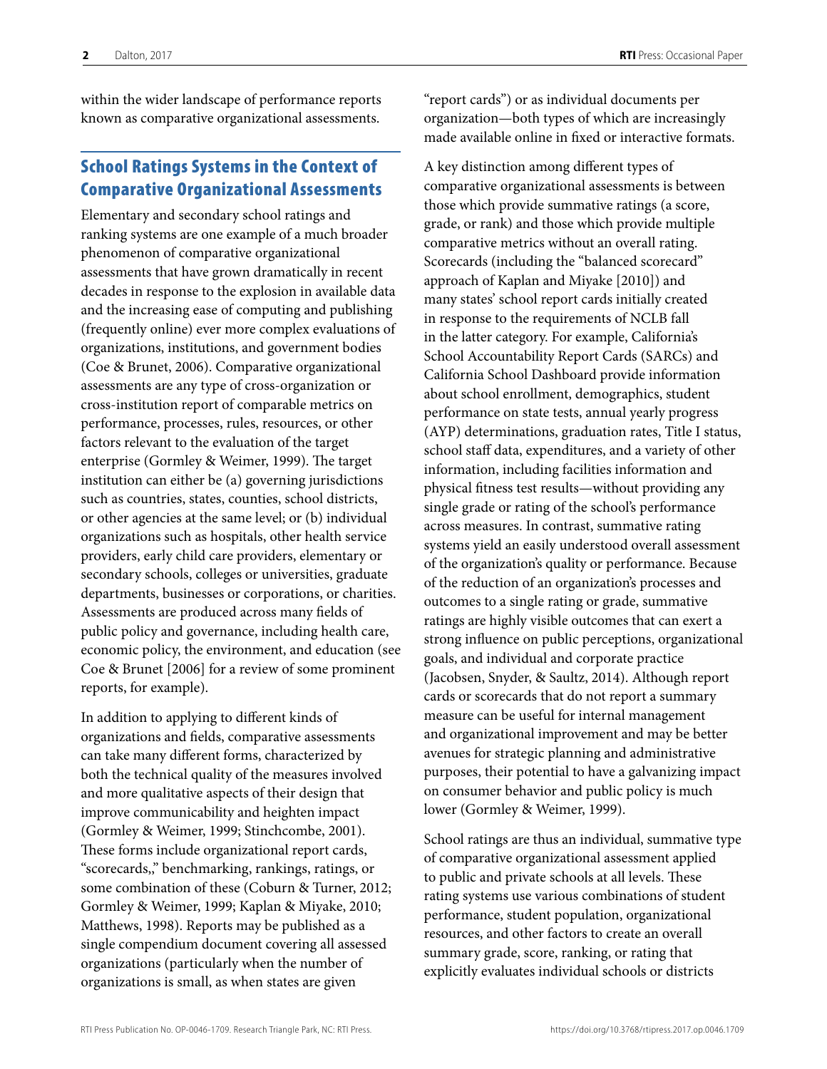within the wider landscape of performance reports known as comparative organizational assessments.

## School Ratings Systems in the Context of Comparative Organizational Assessments

Elementary and secondary school ratings and ranking systems are one example of a much broader phenomenon of comparative organizational assessments that have grown dramatically in recent decades in response to the explosion in available data and the increasing ease of computing and publishing (frequently online) ever more complex evaluations of organizations, institutions, and government bodies (Coe & Brunet, 2006). Comparative organizational assessments are any type of cross-organization or cross-institution report of comparable metrics on performance, processes, rules, resources, or other factors relevant to the evaluation of the target enterprise (Gormley & Weimer, 1999). The target institution can either be (a) governing jurisdictions such as countries, states, counties, school districts, or other agencies at the same level; or (b) individual organizations such as hospitals, other health service providers, early child care providers, elementary or secondary schools, colleges or universities, graduate departments, businesses or corporations, or charities. Assessments are produced across many fields of public policy and governance, including health care, economic policy, the environment, and education (see Coe & Brunet [2006] for a review of some prominent reports, for example).

In addition to applying to different kinds of organizations and fields, comparative assessments can take many different forms, characterized by both the technical quality of the measures involved and more qualitative aspects of their design that improve communicability and heighten impact (Gormley & Weimer, 1999; Stinchcombe, 2001). These forms include organizational report cards, "scorecards,," benchmarking, rankings, ratings, or some combination of these (Coburn & Turner, 2012; Gormley & Weimer, 1999; Kaplan & Miyake, 2010; Matthews, 1998). Reports may be published as a single compendium document covering all assessed organizations (particularly when the number of organizations is small, as when states are given "report cards") or as individual documents per organization—both types of which are increasingly made available online in fixed or interactive formats.

A key distinction among different types of comparative organizational assessments is between those which provide summative ratings (a score, grade, or rank) and those which provide multiple comparative metrics without an overall rating. Scorecards (including the "balanced scorecard" approach of Kaplan and Miyake [2010]) and many states' school report cards initially created in response to the requirements of NCLB fall in the latter category. For example, California's School Accountability Report Cards (SARCs) and California School Dashboard provide information about school enrollment, demographics, student performance on state tests, annual yearly progress (AYP) determinations, graduation rates, Title I status, school staff data, expenditures, and a variety of other information, including facilities information and physical fitness test results—without providing any single grade or rating of the school's performance across measures. In contrast, summative rating systems yield an easily understood overall assessment of the organization's quality or performance. Because of the reduction of an organization's processes and outcomes to a single rating or grade, summative ratings are highly visible outcomes that can exert a strong influence on public perceptions, organizational goals, and individual and corporate practice (Jacobsen, Snyder, & Saultz, 2014). Although report cards or scorecards that do not report a summary measure can be useful for internal management and organizational improvement and may be better avenues for strategic planning and administrative purposes, their potential to have a galvanizing impact on consumer behavior and public policy is much lower (Gormley & Weimer, 1999).

School ratings are thus an individual, summative type of comparative organizational assessment applied to public and private schools at all levels. These rating systems use various combinations of student performance, student population, organizational resources, and other factors to create an overall summary grade, score, ranking, or rating that explicitly evaluates individual schools or districts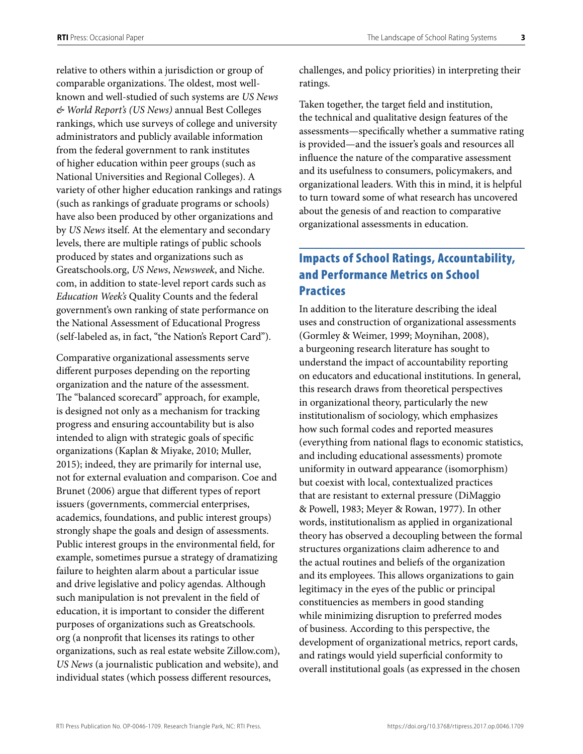relative to others within a jurisdiction or group of comparable organizations. The oldest, most well-known and well-studied of such systems are *US News & World Report's (US News)* annual Best Colleges rankings, which use surveys of college and university administrators and publicly available information from the federal government to rank institutes of higher education within peer groups (such as National Universities and Regional Colleges). A variety of other higher education rankings and ratings (such as rankings of graduate programs or schools) have also been produced by other organizations and by *US News* itself. At the elementary and secondary levels, there are multiple ratings of public schools produced by states and organizations such as Greatschools.org, *US News*, *Newsweek*, and Niche.com, in addition to state-level report cards such as *Education Week's* Quality Counts and the federal government's own ranking of state performance on the National Assessment of Educational Progress (self-labeled as, in fact, "the Nation's Report Card").

Comparative organizational assessments serve different purposes depending on the reporting organization and the nature of the assessment. The "balanced scorecard" approach, for example, is designed not only as a mechanism for tracking progress and ensuring accountability but is also intended to align with strategic goals of specific organizations (Kaplan & Miyake, 2010; Muller, 2015); indeed, they are primarily for internal use, not for external evaluation and comparison. Coe and Brunet (2006) argue that different types of report issuers (governments, commercial enterprises, academics, foundations, and public interest groups) strongly shape the goals and design of assessments. Public interest groups in the environmental field, for example, sometimes pursue a strategy of dramatizing failure to heighten alarm about a particular issue and drive legislative and policy agendas. Although such manipulation is not prevalent in the field of education, it is important to consider the different purposes of organizations such as Greatschools.org (a nonprofit that licenses its ratings to other organizations, such as real estate website Zillow.com), *US News* (a journalistic publication and website), and individual states (which possess different resources, challenges, and policy priorities) in interpreting their ratings.

Taken together, the target field and institution, the technical and qualitative design features of the assessments—specifically whether a summative rating is provided—and the issuer's goals and resources all influence the nature of the comparative assessment and its usefulness to consumers, policymakers, and organizational leaders. With this in mind, it is helpful to turn toward some of what research has uncovered about the genesis of and reaction to comparative organizational assessments in education.

## Impacts of School Ratings, Accountability, and Performance Metrics on School Practices

In addition to the literature describing the ideal uses and construction of organizational assessments (Gormley & Weimer, 1999; Moynihan, 2008), a burgeoning research literature has sought to understand the impact of accountability reporting on educators and educational institutions. In general, this research draws from theoretical perspectives in organizational theory, particularly the new institutionalism of sociology, which emphasizes how such formal codes and reported measures (everything from national flags to economic statistics, and including educational assessments) promote uniformity in outward appearance (isomorphism) but coexist with local, contextualized practices that are resistant to external pressure (DiMaggio & Powell, 1983; Meyer & Rowan, 1977). In other words, institutionalism as applied in organizational theory has observed a decoupling between the formal structures organizations claim adherence to and the actual routines and beliefs of the organization and its employees. This allows organizations to gain legitimacy in the eyes of the public or principal constituencies as members in good standing while minimizing disruption to preferred modes of business. According to this perspective, the development of organizational metrics, report cards, and ratings would yield superficial conformity to overall institutional goals (as expressed in the chosen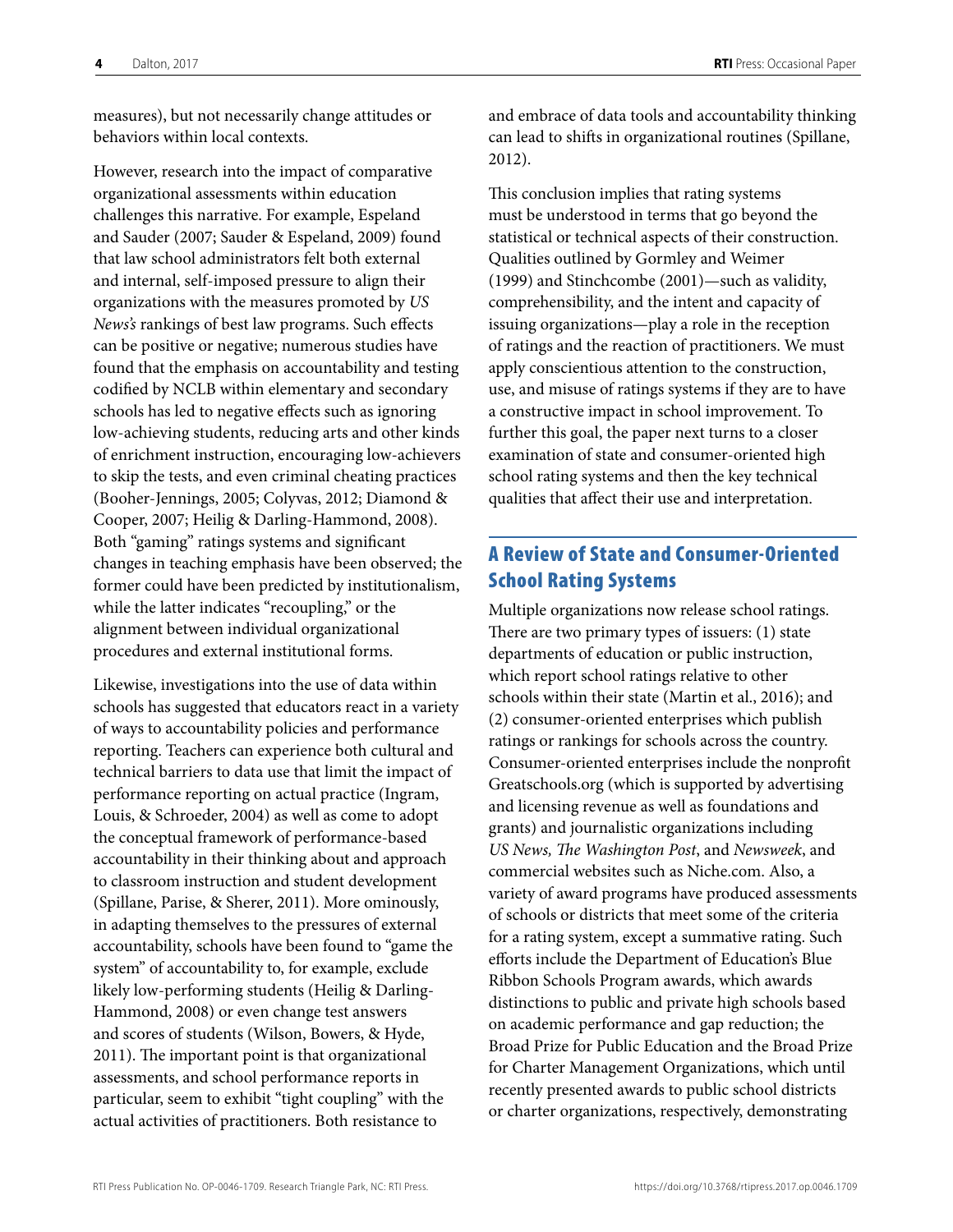measures), but not necessarily change attitudes or behaviors within local contexts.

However, research into the impact of comparative organizational assessments within education challenges this narrative. For example, Espeland and Sauder (2007; Sauder & Espeland, 2009) found that law school administrators felt both external and internal, self-imposed pressure to align their organizations with the measures promoted by *US News's* rankings of best law programs. Such effects can be positive or negative; numerous studies have found that the emphasis on accountability and testing codified by NCLB within elementary and secondary schools has led to negative effects such as ignoring low-achieving students, reducing arts and other kinds of enrichment instruction, encouraging low-achievers to skip the tests, and even criminal cheating practices (Booher-Jennings, 2005; Colyvas, 2012; Diamond & Cooper, 2007; Heilig & Darling-Hammond, 2008). Both "gaming" ratings systems and significant changes in teaching emphasis have been observed; the former could have been predicted by institutionalism, while the latter indicates "recoupling," or the alignment between individual organizational procedures and external institutional forms.

Likewise, investigations into the use of data within schools has suggested that educators react in a variety of ways to accountability policies and performance reporting. Teachers can experience both cultural and technical barriers to data use that limit the impact of performance reporting on actual practice (Ingram, Louis, & Schroeder, 2004) as well as come to adopt the conceptual framework of performance-based accountability in their thinking about and approach to classroom instruction and student development (Spillane, Parise, & Sherer, 2011). More ominously, in adapting themselves to the pressures of external accountability, schools have been found to "game the system" of accountability to, for example, exclude likely low-performing students (Heilig & Darling-Hammond, 2008) or even change test answers and scores of students (Wilson, Bowers, & Hyde, 2011). The important point is that organizational assessments, and school performance reports in particular, seem to exhibit "tight coupling" with the actual activities of practitioners. Both resistance to and embrace of data tools and accountability thinking can lead to shifts in organizational routines (Spillane, 2012).

This conclusion implies that rating systems must be understood in terms that go beyond the statistical or technical aspects of their construction. Qualities outlined by Gormley and Weimer (1999) and Stinchcombe (2001)—such as validity, comprehensibility, and the intent and capacity of issuing organizations—play a role in the reception of ratings and the reaction of practitioners. We must apply conscientious attention to the construction, use, and misuse of ratings systems if they are to have a constructive impact in school improvement. To further this goal, the paper next turns to a closer examination of state and consumer-oriented high school rating systems and then the key technical qualities that affect their use and interpretation.

## A Review of State and Consumer-Oriented School Rating Systems

Multiple organizations now release school ratings. There are two primary types of issuers: (1) state departments of education or public instruction, which report school ratings relative to other schools within their state (Martin et al., 2016); and (2) consumer-oriented enterprises which publish ratings or rankings for schools across the country. Consumer-oriented enterprises include the nonprofit Greatschools.org (which is supported by advertising and licensing revenue as well as foundations and grants) and journalistic organizations including *US News, The Washington Post*, and *Newsweek*, and commercial websites such as Niche.com. Also, a variety of award programs have produced assessments of schools or districts that meet some of the criteria for a rating system, except a summative rating. Such efforts include the Department of Education's Blue Ribbon Schools Program awards, which awards distinctions to public and private high schools based on academic performance and gap reduction; the Broad Prize for Public Education and the Broad Prize for Charter Management Organizations, which until recently presented awards to public school districts or charter organizations, respectively, demonstrating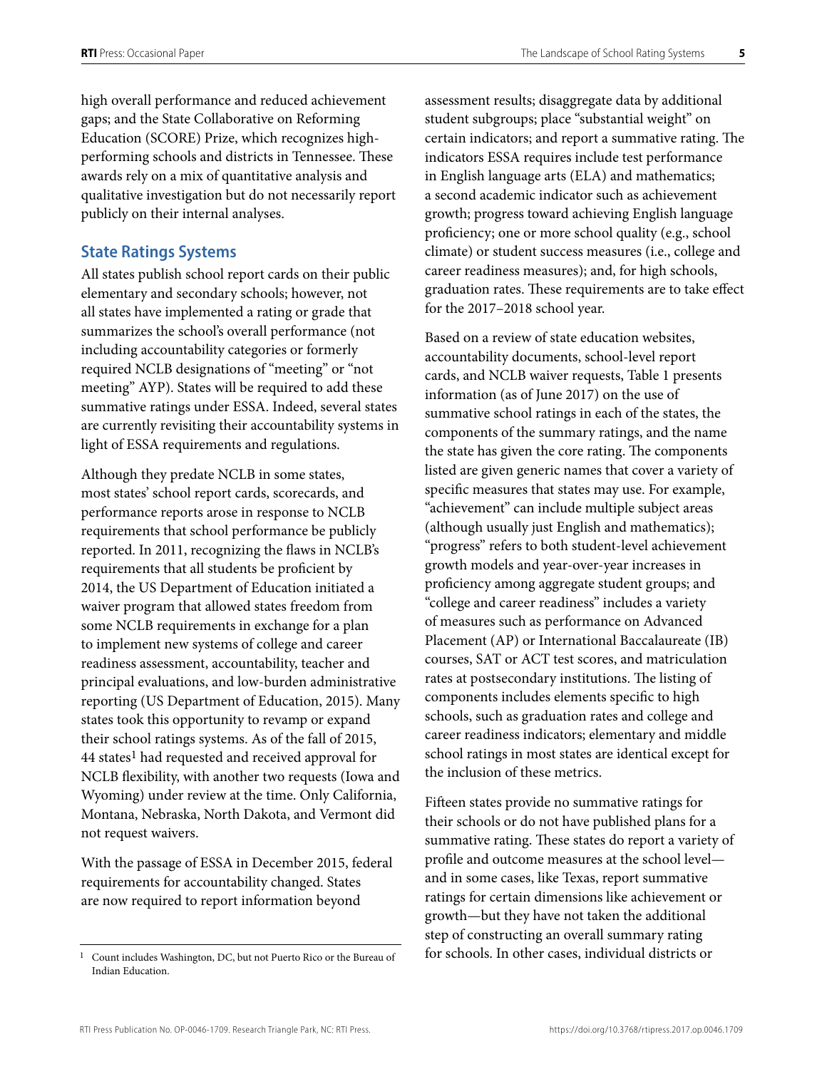high overall performance and reduced achievement gaps; and the State Collaborative on Reforming Education (SCORE) Prize, which recognizes high-performing schools and districts in Tennessee. These awards rely on a mix of quantitative analysis and qualitative investigation but do not necessarily report publicly on their internal analyses.

## State Ratings Systems

All states publish school report cards on their public elementary and secondary schools; however, not all states have implemented a rating or grade that summarizes the school's overall performance (not including accountability categories or formerly required NCLB designations of "meeting" or "not meeting" AYP). States will be required to add these summative ratings under ESSA. Indeed, several states are currently revisiting their accountability systems in light of ESSA requirements and regulations.

Although they predate NCLB in some states, most states' school report cards, scorecards, and performance reports arose in response to NCLB requirements that school performance be publicly reported. In 2011, recognizing the flaws in NCLB's requirements that all students be proficient by 2014, the US Department of Education initiated a waiver program that allowed states freedom from some NCLB requirements in exchange for a plan to implement new systems of college and career readiness assessment, accountability, teacher and principal evaluations, and low-burden administrative reporting (US Department of Education, 2015). Many states took this opportunity to revamp or expand their school ratings systems. As of the fall of 2015, 44 states[1] had requested and received approval for NCLB flexibility, with another two requests (Iowa and Wyoming) under review at the time. Only California, Montana, Nebraska, North Dakota, and Vermont did not request waivers.

With the passage of ESSA in December 2015, federal requirements for accountability changed. States are now required to report information beyond assessment results; disaggregate data by additional student subgroups; place "substantial weight" on certain indicators; and report a summative rating. The indicators ESSA requires include test performance in English language arts (ELA) and mathematics; a second academic indicator such as achievement growth; progress toward achieving English language proficiency; one or more school quality (e.g., school climate) or student success measures (i.e., college and career readiness measures); and, for high schools, graduation rates. These requirements are to take effect for the 2017–2018 school year.

Based on a review of state education websites, accountability documents, school-level report cards, and NCLB waiver requests, Table 1 presents information (as of June 2017) on the use of summative school ratings in each of the states, the components of the summary ratings, and the name the state has given the core rating. The components listed are given generic names that cover a variety of specific measures that states may use. For example, "achievement" can include multiple subject areas (although usually just English and mathematics); "progress" refers to both student-level achievement growth models and year-over-year increases in proficiency among aggregate student groups; and "college and career readiness" includes a variety of measures such as performance on Advanced Placement (AP) or International Baccalaureate (IB) courses, SAT or ACT test scores, and matriculation rates at postsecondary institutions. The listing of components includes elements specific to high schools, such as graduation rates and college and career readiness indicators; elementary and middle school ratings in most states are identical except for the inclusion of these metrics.

Fifteen states provide no summative ratings for their schools or do not have published plans for a summative rating. These states do report a variety of profile and outcome measures at the school level—and in some cases, like Texas, report summative ratings for certain dimensions like achievement or growth—but they have not taken the additional step of constructing an overall summary rating for schools. In other cases, individual districts or

[1] Count includes Washington, DC, but not Puerto Rico or the Bureau of Indian Education.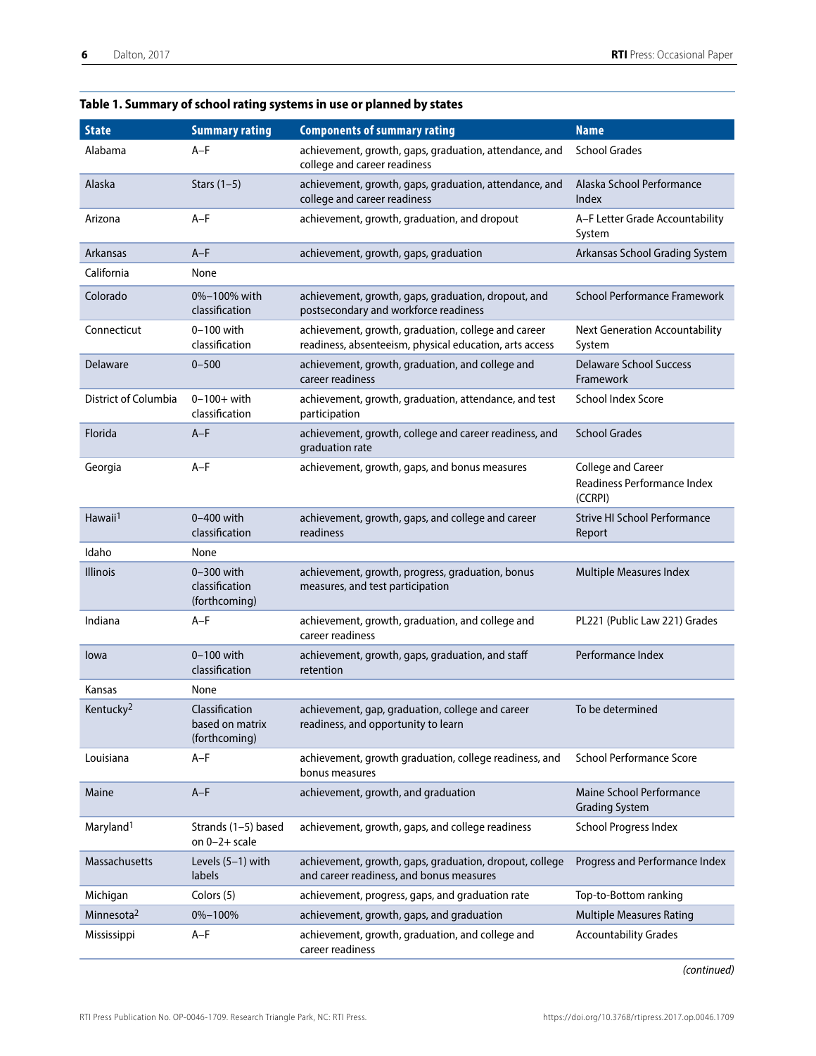**Table 1. Summary of school rating systems in use or planned by states**

| State | Summary rating | Components of summary rating | Name |
|---|---|---|---|
| Alabama | A–F | achievement, growth, gaps, graduation, attendance, and college and career readiness | School Grades |
| Alaska | Stars (1–5) | achievement, growth, gaps, graduation, attendance, and college and career readiness | Alaska School Performance Index |
| Arizona | A–F | achievement, growth, graduation, and dropout | A–F Letter Grade Accountability System |
| Arkansas | A–F | achievement, growth, gaps, graduation | Arkansas School Grading System |
| California | None | | |
| Colorado | 0%–100% with classification | achievement, growth, gaps, graduation, dropout, and postsecondary and workforce readiness | School Performance Framework |
| Connecticut | 0–100 with classification | achievement, growth, graduation, college and career readiness, absenteeism, physical education, arts access | Next Generation Accountability System |
| Delaware | 0–500 | achievement, growth, graduation, and college and career readiness | Delaware School Success Framework |
| District of Columbia | 0–100+ with classification | achievement, growth, graduation, attendance, and test participation | School Index Score |
| Florida | A–F | achievement, growth, college and career readiness, and graduation rate | School Grades |
| Georgia | A–F | achievement, growth, gaps, and bonus measures | College and Career Readiness Performance Index (CCRPI) |
| Hawaii[1] | 0–400 with classification | achievement, growth, gaps, and college and career readiness | Strive HI School Performance Report |
| Idaho | None | | |
| Illinois | 0–300 with classification (forthcoming) | achievement, growth, progress, graduation, bonus measures, and test participation | Multiple Measures Index |
| Indiana | A–F | achievement, growth, graduation, and college and career readiness | PL221 (Public Law 221) Grades |
| Iowa | 0–100 with classification | achievement, growth, gaps, graduation, and staff retention | Performance Index |
| Kansas | None | | |
| Kentucky[2] | Classification based on matrix (forthcoming) | achievement, gap, graduation, college and career readiness, and opportunity to learn | To be determined |
| Louisiana | A–F | achievement, growth graduation, college readiness, and bonus measures | School Performance Score |
| Maine | A–F | achievement, growth, and graduation | Maine School Performance Grading System |
| Maryland[1] | Strands (1–5) based on 0–2+ scale | achievement, growth, gaps, and college readiness | School Progress Index |
| Massachusetts | Levels (5–1) with labels | achievement, growth, gaps, graduation, dropout, college and career readiness, and bonus measures | Progress and Performance Index |
| Michigan | Colors (5) | achievement, progress, gaps, and graduation rate | Top-to-Bottom ranking |
| Minnesota[2] | 0%–100% | achievement, growth, gaps, and graduation | Multiple Measures Rating |
| Mississippi | A–F | achievement, growth, graduation, and college and career readiness | Accountability Grades |

*(continued)*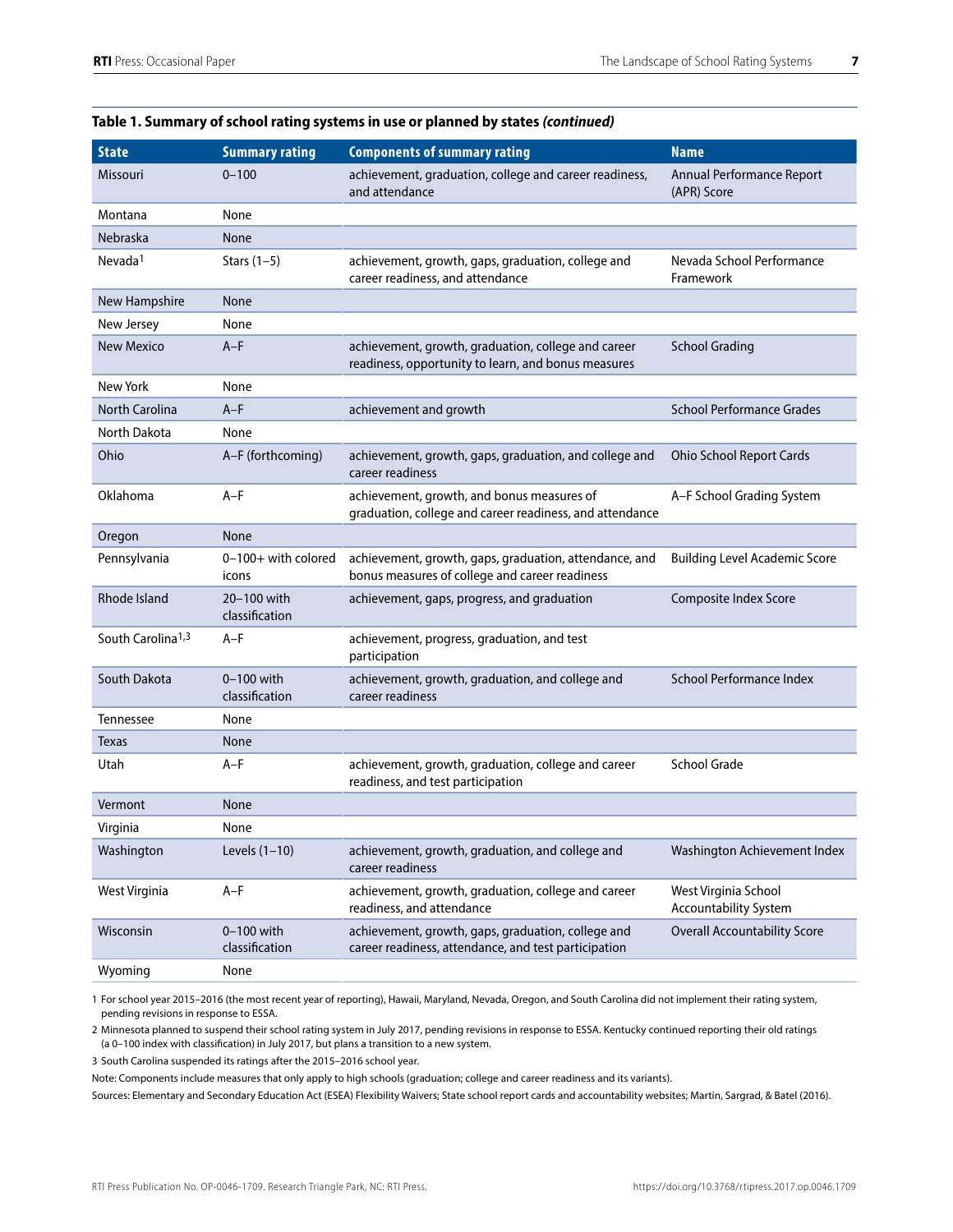**Table 1. Summary of school rating systems in use or planned by states *(continued)***

| State | Summary rating | Components of summary rating | Name |
|---|---|---|---|
| Missouri | 0–100 | achievement, graduation, college and career readiness, and attendance | Annual Performance Report (APR) Score |
| Montana | None | | |
| Nebraska | None | | |
| Nevada[1] | Stars (1–5) | achievement, growth, gaps, graduation, college and career readiness, and attendance | Nevada School Performance Framework |
| New Hampshire | None | | |
| New Jersey | None | | |
| New Mexico | A–F | achievement, growth, graduation, college and career readiness, opportunity to learn, and bonus measures | School Grading |
| New York | None | | |
| North Carolina | A–F | achievement and growth | School Performance Grades |
| North Dakota | None | | |
| Ohio | A–F (forthcoming) | achievement, growth, gaps, graduation, and college and career readiness | Ohio School Report Cards |
| Oklahoma | A–F | achievement, growth, and bonus measures of graduation, college and career readiness, and attendance | A–F School Grading System |
| Oregon | None | | |
| Pennsylvania | 0–100+ with colored icons | achievement, growth, gaps, graduation, attendance, and bonus measures of college and career readiness | Building Level Academic Score |
| Rhode Island | 20–100 with classification | achievement, gaps, progress, and graduation | Composite Index Score |
| South Carolina[1,3] | A–F | achievement, progress, graduation, and test participation | |
| South Dakota | 0–100 with classification | achievement, growth, graduation, and college and career readiness | School Performance Index |
| Tennessee | None | | |
| Texas | None | | |
| Utah | A–F | achievement, growth, graduation, college and career readiness, and test participation | School Grade |
| Vermont | None | | |
| Virginia | None | | |
| Washington | Levels (1–10) | achievement, growth, graduation, and college and career readiness | Washington Achievement Index |
| West Virginia | A–F | achievement, growth, graduation, college and career readiness, and attendance | West Virginia School Accountability System |
| Wisconsin | 0–100 with classification | achievement, growth, gaps, graduation, college and career readiness, attendance, and test participation | Overall Accountability Score |
| Wyoming | None | | |

1 For school year 2015–2016 (the most recent year of reporting), Hawaii, Maryland, Nevada, Oregon, and South Carolina did not implement their rating system, pending revisions in response to ESSA.

2 Minnesota planned to suspend their school rating system in July 2017, pending revisions in response to ESSA. Kentucky continued reporting their old ratings (a 0–100 index with classification) in July 2017, but plans a transition to a new system.

3 South Carolina suspended its ratings after the 2015–2016 school year.

Note: Components include measures that only apply to high schools (graduation; college and career readiness and its variants).

Sources: Elementary and Secondary Education Act (ESEA) Flexibility Waivers; State school report cards and accountability websites; Martin, Sargrad, & Batel (2016).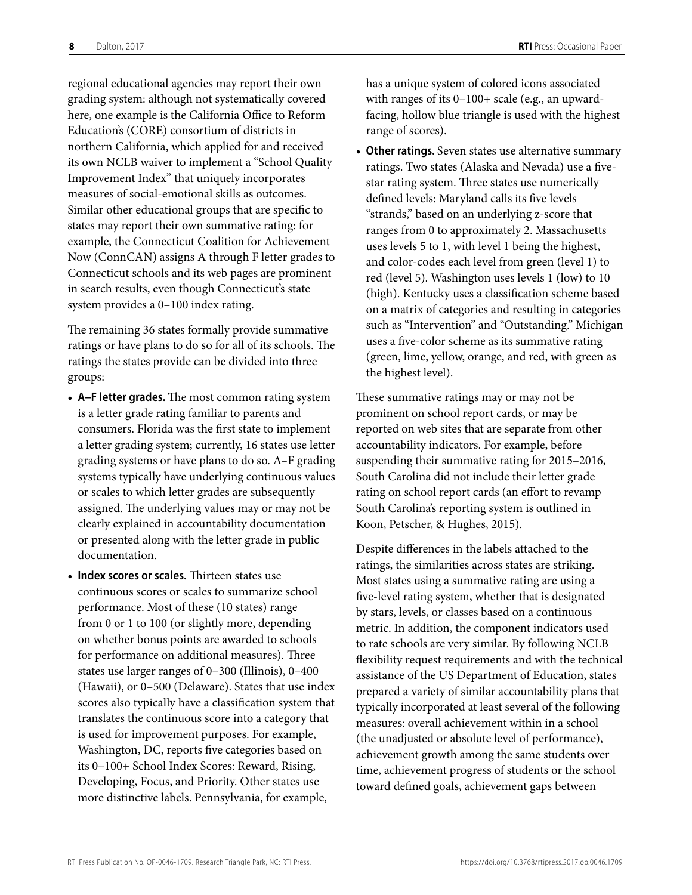regional educational agencies may report their own grading system: although not systematically covered here, one example is the California Office to Reform Education's (CORE) consortium of districts in northern California, which applied for and received its own NCLB waiver to implement a "School Quality Improvement Index" that uniquely incorporates measures of social-emotional skills as outcomes. Similar other educational groups that are specific to states may report their own summative rating: for example, the Connecticut Coalition for Achievement Now (ConnCAN) assigns A through F letter grades to Connecticut schools and its web pages are prominent in search results, even though Connecticut's state system provides a 0–100 index rating.

The remaining 36 states formally provide summative ratings or have plans to do so for all of its schools. The ratings the states provide can be divided into three groups:

- **A–F letter grades.** The most common rating system is a letter grade rating familiar to parents and consumers. Florida was the first state to implement a letter grading system; currently, 16 states use letter grading systems or have plans to do so. A–F grading systems typically have underlying continuous values or scales to which letter grades are subsequently assigned. The underlying values may or may not be clearly explained in accountability documentation or presented along with the letter grade in public documentation.
- **Index scores or scales.** Thirteen states use continuous scores or scales to summarize school performance. Most of these (10 states) range from 0 or 1 to 100 (or slightly more, depending on whether bonus points are awarded to schools for performance on additional measures). Three states use larger ranges of 0–300 (Illinois), 0–400 (Hawaii), or 0–500 (Delaware). States that use index scores also typically have a classification system that translates the continuous score into a category that is used for improvement purposes. For example, Washington, DC, reports five categories based on its 0–100+ School Index Scores: Reward, Rising, Developing, Focus, and Priority. Other states use more distinctive labels. Pennsylvania, for example, has a unique system of colored icons associated with ranges of its 0–100+ scale (e.g., an upward-facing, hollow blue triangle is used with the highest range of scores).
- **Other ratings.** Seven states use alternative summary ratings. Two states (Alaska and Nevada) use a five-star rating system. Three states use numerically defined levels: Maryland calls its five levels "strands," based on an underlying z-score that ranges from 0 to approximately 2. Massachusetts uses levels 5 to 1, with level 1 being the highest, and color-codes each level from green (level 1) to red (level 5). Washington uses levels 1 (low) to 10 (high). Kentucky uses a classification scheme based on a matrix of categories and resulting in categories such as "Intervention" and "Outstanding." Michigan uses a five-color scheme as its summative rating (green, lime, yellow, orange, and red, with green as the highest level).

These summative ratings may or may not be prominent on school report cards, or may be reported on web sites that are separate from other accountability indicators. For example, before suspending their summative rating for 2015–2016, South Carolina did not include their letter grade rating on school report cards (an effort to revamp South Carolina's reporting system is outlined in Koon, Petscher, & Hughes, 2015).

Despite differences in the labels attached to the ratings, the similarities across states are striking. Most states using a summative rating are using a five-level rating system, whether that is designated by stars, levels, or classes based on a continuous metric. In addition, the component indicators used to rate schools are very similar. By following NCLB flexibility request requirements and with the technical assistance of the US Department of Education, states prepared a variety of similar accountability plans that typically incorporated at least several of the following measures: overall achievement within in a school (the unadjusted or absolute level of performance), achievement growth among the same students over time, achievement progress of students or the school toward defined goals, achievement gaps between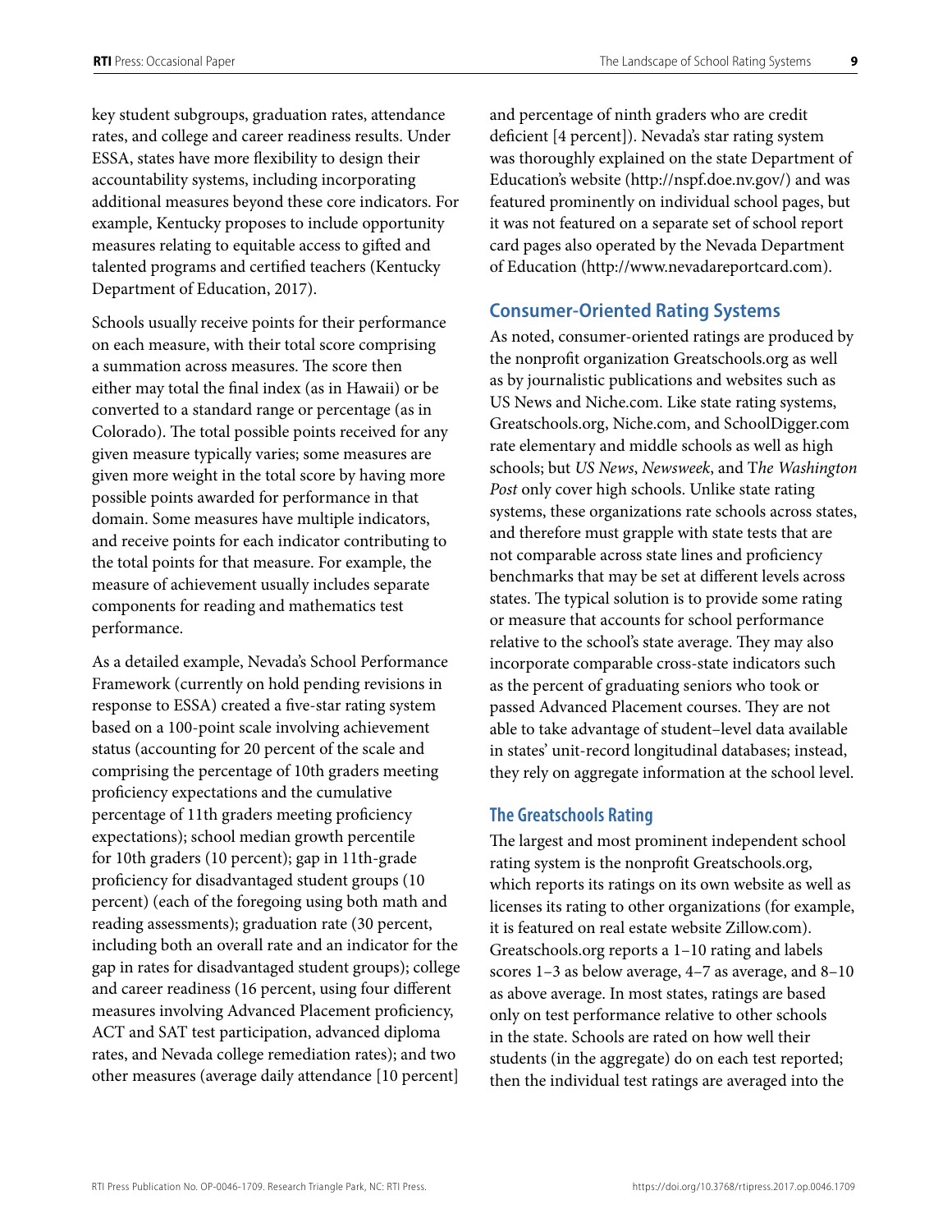key student subgroups, graduation rates, attendance rates, and college and career readiness results. Under ESSA, states have more flexibility to design their accountability systems, including incorporating additional measures beyond these core indicators. For example, Kentucky proposes to include opportunity measures relating to equitable access to gifted and talented programs and certified teachers (Kentucky Department of Education, 2017).

Schools usually receive points for their performance on each measure, with their total score comprising a summation across measures. The score then either may total the final index (as in Hawaii) or be converted to a standard range or percentage (as in Colorado). The total possible points received for any given measure typically varies; some measures are given more weight in the total score by having more possible points awarded for performance in that domain. Some measures have multiple indicators, and receive points for each indicator contributing to the total points for that measure. For example, the measure of achievement usually includes separate components for reading and mathematics test performance.

As a detailed example, Nevada's School Performance Framework (currently on hold pending revisions in response to ESSA) created a five-star rating system based on a 100-point scale involving achievement status (accounting for 20 percent of the scale and comprising the percentage of 10th graders meeting proficiency expectations and the cumulative percentage of 11th graders meeting proficiency expectations); school median growth percentile for 10th graders (10 percent); gap in 11th-grade proficiency for disadvantaged student groups (10 percent) (each of the foregoing using both math and reading assessments); graduation rate (30 percent, including both an overall rate and an indicator for the gap in rates for disadvantaged student groups); college and career readiness (16 percent, using four different measures involving Advanced Placement proficiency, ACT and SAT test participation, advanced diploma rates, and Nevada college remediation rates); and two other measures (average daily attendance [10 percent] and percentage of ninth graders who are credit deficient [4 percent]). Nevada's star rating system was thoroughly explained on the state Department of Education's website (http://nspf.doe.nv.gov/) and was featured prominently on individual school pages, but it was not featured on a separate set of school report card pages also operated by the Nevada Department of Education (http://www.nevadareportcard.com).

## Consumer-Oriented Rating Systems

As noted, consumer-oriented ratings are produced by the nonprofit organization Greatschools.org as well as by journalistic publications and websites such as US News and Niche.com. Like state rating systems, Greatschools.org, Niche.com, and SchoolDigger.com rate elementary and middle schools as well as high schools; but *US News*, *Newsweek*, and *The Washington Post* only cover high schools. Unlike state rating systems, these organizations rate schools across states, and therefore must grapple with state tests that are not comparable across state lines and proficiency benchmarks that may be set at different levels across states. The typical solution is to provide some rating or measure that accounts for school performance relative to the school's state average. They may also incorporate comparable cross-state indicators such as the percent of graduating seniors who took or passed Advanced Placement courses. They are not able to take advantage of student–level data available in states' unit-record longitudinal databases; instead, they rely on aggregate information at the school level.

### The Greatschools Rating

The largest and most prominent independent school rating system is the nonprofit Greatschools.org, which reports its ratings on its own website as well as licenses its rating to other organizations (for example, it is featured on real estate website Zillow.com). Greatschools.org reports a 1–10 rating and labels scores 1–3 as below average, 4–7 as average, and 8–10 as above average. In most states, ratings are based only on test performance relative to other schools in the state. Schools are rated on how well their students (in the aggregate) do on each test reported; then the individual test ratings are averaged into the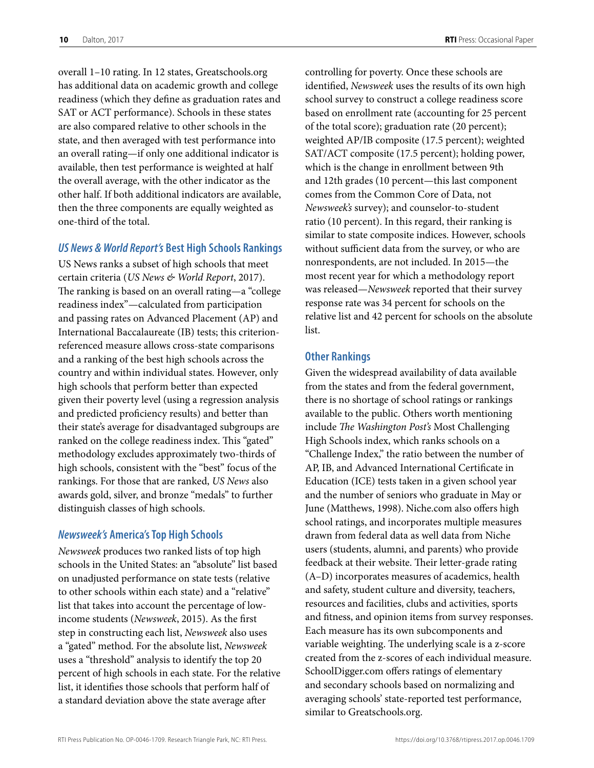overall 1–10 rating. In 12 states, Greatschools.org has additional data on academic growth and college readiness (which they define as graduation rates and SAT or ACT performance). Schools in these states are also compared relative to other schools in the state, and then averaged with test performance into an overall rating—if only one additional indicator is available, then test performance is weighted at half the overall average, with the other indicator as the other half. If both additional indicators are available, then the three components are equally weighted as one-third of the total.

### *US News & World Report's* Best High Schools Rankings

US News ranks a subset of high schools that meet certain criteria (*US News & World Report*, 2017). The ranking is based on an overall rating—a "college readiness index"—calculated from participation and passing rates on Advanced Placement (AP) and International Baccalaureate (IB) tests; this criterion-referenced measure allows cross-state comparisons and a ranking of the best high schools across the country and within individual states. However, only high schools that perform better than expected given their poverty level (using a regression analysis and predicted proficiency results) and better than their state's average for disadvantaged subgroups are ranked on the college readiness index. This "gated" methodology excludes approximately two-thirds of high schools, consistent with the "best" focus of the rankings. For those that are ranked, *US News* also awards gold, silver, and bronze "medals" to further distinguish classes of high schools.

### *Newsweek's* America's Top High Schools

*Newsweek* produces two ranked lists of top high schools in the United States: an "absolute" list based on unadjusted performance on state tests (relative to other schools within each state) and a "relative" list that takes into account the percentage of low-income students (*Newsweek*, 2015). As the first step in constructing each list, *Newsweek* also uses a "gated" method. For the absolute list, *Newsweek* uses a "threshold" analysis to identify the top 20 percent of high schools in each state. For the relative list, it identifies those schools that perform half of a standard deviation above the state average after controlling for poverty. Once these schools are identified, *Newsweek* uses the results of its own high school survey to construct a college readiness score based on enrollment rate (accounting for 25 percent of the total score); graduation rate (20 percent); weighted AP/IB composite (17.5 percent); weighted SAT/ACT composite (17.5 percent); holding power, which is the change in enrollment between 9th and 12th grades (10 percent—this last component comes from the Common Core of Data, not *Newsweek's* survey); and counselor-to-student ratio (10 percent). In this regard, their ranking is similar to state composite indices. However, schools without sufficient data from the survey, or who are nonrespondents, are not included. In 2015—the most recent year for which a methodology report was released—*Newsweek* reported that their survey response rate was 34 percent for schools on the relative list and 42 percent for schools on the absolute list.

### Other Rankings

Given the widespread availability of data available from the states and from the federal government, there is no shortage of school ratings or rankings available to the public. Others worth mentioning include *The Washington Post's* Most Challenging High Schools index, which ranks schools on a "Challenge Index," the ratio between the number of AP, IB, and Advanced International Certificate in Education (ICE) tests taken in a given school year and the number of seniors who graduate in May or June (Matthews, 1998). Niche.com also offers high school ratings, and incorporates multiple measures drawn from federal data as well data from Niche users (students, alumni, and parents) who provide feedback at their website. Their letter-grade rating (A–D) incorporates measures of academics, health and safety, student culture and diversity, teachers, resources and facilities, clubs and activities, sports and fitness, and opinion items from survey responses. Each measure has its own subcomponents and variable weighting. The underlying scale is a z-score created from the z-scores of each individual measure. SchoolDigger.com offers ratings of elementary and secondary schools based on normalizing and averaging schools' state-reported test performance, similar to Greatschools.org.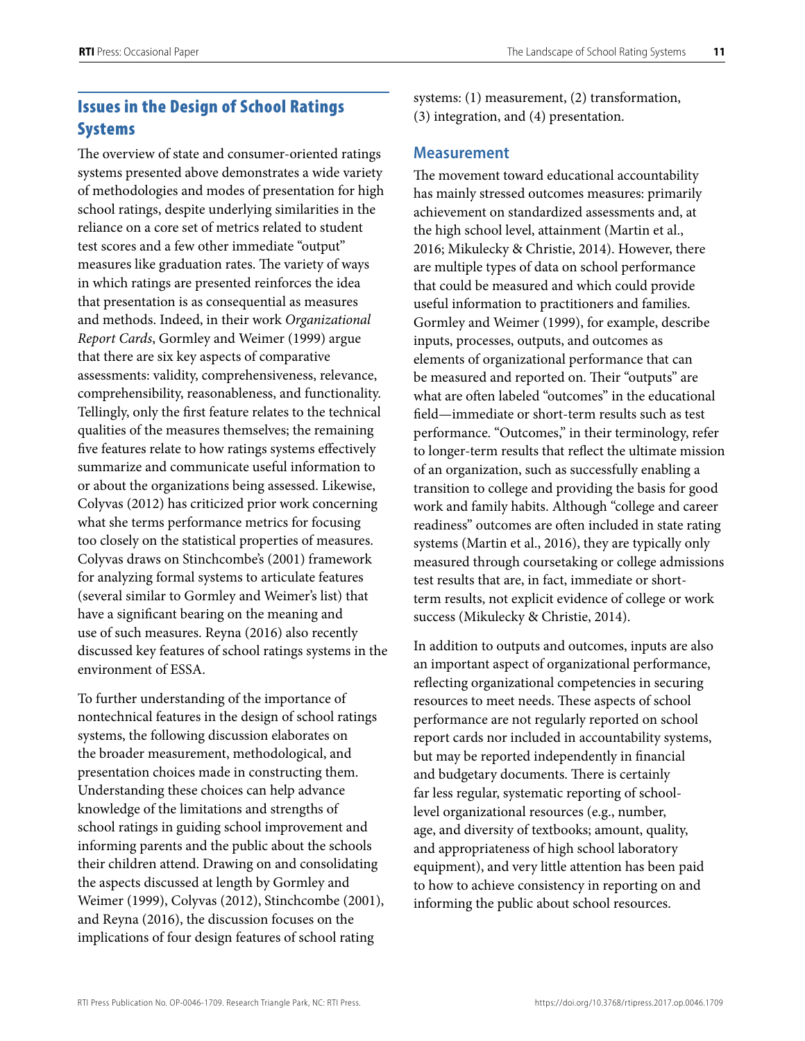## Issues in the Design of School Ratings Systems

The overview of state and consumer-oriented ratings systems presented above demonstrates a wide variety of methodologies and modes of presentation for high school ratings, despite underlying similarities in the reliance on a core set of metrics related to student test scores and a few other immediate "output" measures like graduation rates. The variety of ways in which ratings are presented reinforces the idea that presentation is as consequential as measures and methods. Indeed, in their work *Organizational Report Cards*, Gormley and Weimer (1999) argue that there are six key aspects of comparative assessments: validity, comprehensiveness, relevance, comprehensibility, reasonableness, and functionality. Tellingly, only the first feature relates to the technical qualities of the measures themselves; the remaining five features relate to how ratings systems effectively summarize and communicate useful information to or about the organizations being assessed. Likewise, Colyvas (2012) has criticized prior work concerning what she terms performance metrics for focusing too closely on the statistical properties of measures. Colyvas draws on Stinchcombe's (2001) framework for analyzing formal systems to articulate features (several similar to Gormley and Weimer's list) that have a significant bearing on the meaning and use of such measures. Reyna (2016) also recently discussed key features of school ratings systems in the environment of ESSA.

To further understanding of the importance of nontechnical features in the design of school ratings systems, the following discussion elaborates on the broader measurement, methodological, and presentation choices made in constructing them. Understanding these choices can help advance knowledge of the limitations and strengths of school ratings in guiding school improvement and informing parents and the public about the schools their children attend. Drawing on and consolidating the aspects discussed at length by Gormley and Weimer (1999), Colyvas (2012), Stinchcombe (2001), and Reyna (2016), the discussion focuses on the implications of four design features of school rating systems: (1) measurement, (2) transformation, (3) integration, and (4) presentation.

### Measurement

The movement toward educational accountability has mainly stressed outcomes measures: primarily achievement on standardized assessments and, at the high school level, attainment (Martin et al., 2016; Mikulecky & Christie, 2014). However, there are multiple types of data on school performance that could be measured and which could provide useful information to practitioners and families. Gormley and Weimer (1999), for example, describe inputs, processes, outputs, and outcomes as elements of organizational performance that can be measured and reported on. Their "outputs" are what are often labeled "outcomes" in the educational field—immediate or short-term results such as test performance. "Outcomes," in their terminology, refer to longer-term results that reflect the ultimate mission of an organization, such as successfully enabling a transition to college and providing the basis for good work and family habits. Although "college and career readiness" outcomes are often included in state rating systems (Martin et al., 2016), they are typically only measured through coursetaking or college admissions test results that are, in fact, immediate or short-term results, not explicit evidence of college or work success (Mikulecky & Christie, 2014).

In addition to outputs and outcomes, inputs are also an important aspect of organizational performance, reflecting organizational competencies in securing resources to meet needs. These aspects of school performance are not regularly reported on school report cards nor included in accountability systems, but may be reported independently in financial and budgetary documents. There is certainly far less regular, systematic reporting of school-level organizational resources (e.g., number, age, and diversity of textbooks; amount, quality, and appropriateness of high school laboratory equipment), and very little attention has been paid to how to achieve consistency in reporting on and informing the public about school resources.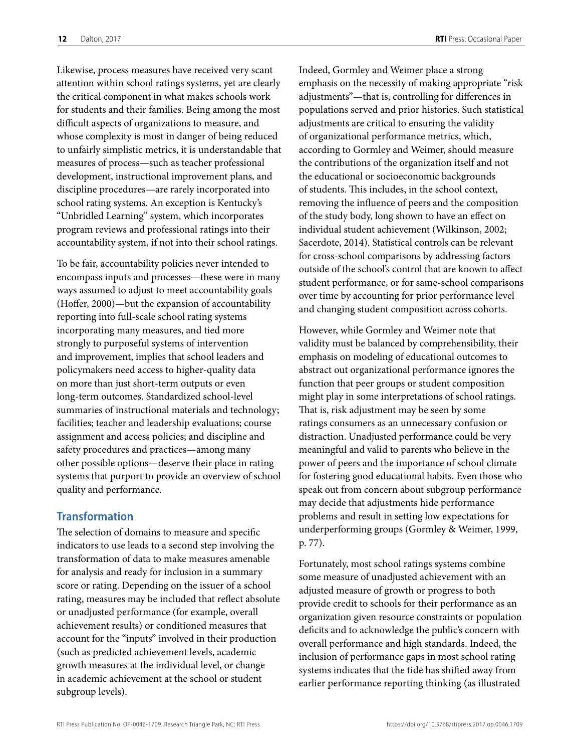Likewise, process measures have received very scant attention within school ratings systems, yet are clearly the critical component in what makes schools work for students and their families. Being among the most difficult aspects of organizations to measure, and whose complexity is most in danger of being reduced to unfairly simplistic metrics, it is understandable that measures of process—such as teacher professional development, instructional improvement plans, and discipline procedures—are rarely incorporated into school rating systems. An exception is Kentucky's "Unbridled Learning" system, which incorporates program reviews and professional ratings into their accountability system, if not into their school ratings.

To be fair, accountability policies never intended to encompass inputs and processes—these were in many ways assumed to adjust to meet accountability goals (Hoffer, 2000)—but the expansion of accountability reporting into full-scale school rating systems incorporating many measures, and tied more strongly to purposeful systems of intervention and improvement, implies that school leaders and policymakers need access to higher-quality data on more than just short-term outputs or even long-term outcomes. Standardized school-level summaries of instructional materials and technology; facilities; teacher and leadership evaluations; course assignment and access policies; and discipline and safety procedures and practices—among many other possible options—deserve their place in rating systems that purport to provide an overview of school quality and performance.

## Transformation

The selection of domains to measure and specific indicators to use leads to a second step involving the transformation of data to make measures amenable for analysis and ready for inclusion in a summary score or rating. Depending on the issuer of a school rating, measures may be included that reflect absolute or unadjusted performance (for example, overall achievement results) or conditioned measures that account for the "inputs" involved in their production (such as predicted achievement levels, academic growth measures at the individual level, or change in academic achievement at the school or student subgroup levels).

Indeed, Gormley and Weimer place a strong emphasis on the necessity of making appropriate "risk adjustments"—that is, controlling for differences in populations served and prior histories. Such statistical adjustments are critical to ensuring the validity of organizational performance metrics, which, according to Gormley and Weimer, should measure the contributions of the organization itself and not the educational or socioeconomic backgrounds of students. This includes, in the school context, removing the influence of peers and the composition of the study body, long shown to have an effect on individual student achievement (Wilkinson, 2002; Sacerdote, 2014). Statistical controls can be relevant for cross-school comparisons by addressing factors outside of the school's control that are known to affect student performance, or for same-school comparisons over time by accounting for prior performance level and changing student composition across cohorts.

However, while Gormley and Weimer note that validity must be balanced by comprehensibility, their emphasis on modeling of educational outcomes to abstract out organizational performance ignores the function that peer groups or student composition might play in some interpretations of school ratings. That is, risk adjustment may be seen by some ratings consumers as an unnecessary confusion or distraction. Unadjusted performance could be very meaningful and valid to parents who believe in the power of peers and the importance of school climate for fostering good educational habits. Even those who speak out from concern about subgroup performance may decide that adjustments hide performance problems and result in setting low expectations for underperforming groups (Gormley & Weimer, 1999, p. 77).

Fortunately, most school ratings systems combine some measure of unadjusted achievement with an adjusted measure of growth or progress to both provide credit to schools for their performance as an organization given resource constraints or population deficits and to acknowledge the public's concern with overall performance and high standards. Indeed, the inclusion of performance gaps in most school rating systems indicates that the tide has shifted away from earlier performance reporting thinking (as illustrated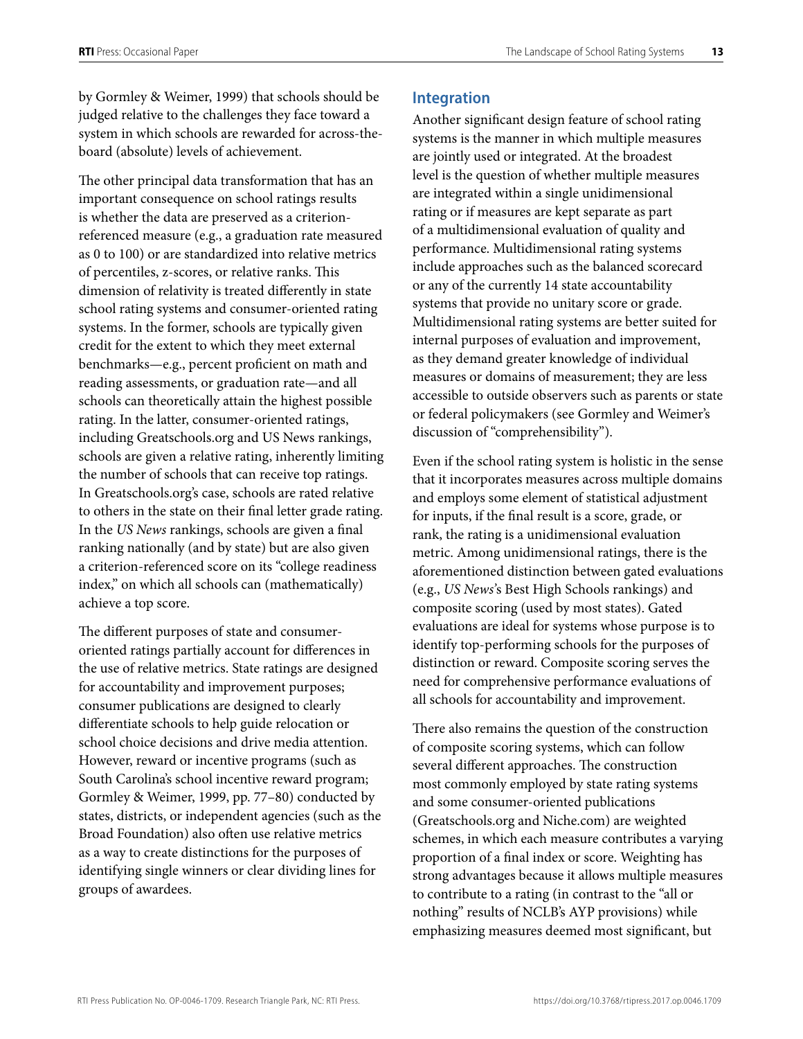by Gormley & Weimer, 1999) that schools should be judged relative to the challenges they face toward a system in which schools are rewarded for across-the-board (absolute) levels of achievement.

The other principal data transformation that has an important consequence on school ratings results is whether the data are preserved as a criterion-referenced measure (e.g., a graduation rate measured as 0 to 100) or are standardized into relative metrics of percentiles, z-scores, or relative ranks. This dimension of relativity is treated differently in state school rating systems and consumer-oriented rating systems. In the former, schools are typically given credit for the extent to which they meet external benchmarks—e.g., percent proficient on math and reading assessments, or graduation rate—and all schools can theoretically attain the highest possible rating. In the latter, consumer-oriented ratings, including Greatschools.org and US News rankings, schools are given a relative rating, inherently limiting the number of schools that can receive top ratings. In Greatschools.org's case, schools are rated relative to others in the state on their final letter grade rating. In the *US News* rankings, schools are given a final ranking nationally (and by state) but are also given a criterion-referenced score on its "college readiness index," on which all schools can (mathematically) achieve a top score.

The different purposes of state and consumer-oriented ratings partially account for differences in the use of relative metrics. State ratings are designed for accountability and improvement purposes; consumer publications are designed to clearly differentiate schools to help guide relocation or school choice decisions and drive media attention. However, reward or incentive programs (such as South Carolina's school incentive reward program; Gormley & Weimer, 1999, pp. 77–80) conducted by states, districts, or independent agencies (such as the Broad Foundation) also often use relative metrics as a way to create distinctions for the purposes of identifying single winners or clear dividing lines for groups of awardees.

## Integration

Another significant design feature of school rating systems is the manner in which multiple measures are jointly used or integrated. At the broadest level is the question of whether multiple measures are integrated within a single unidimensional rating or if measures are kept separate as part of a multidimensional evaluation of quality and performance. Multidimensional rating systems include approaches such as the balanced scorecard or any of the currently 14 state accountability systems that provide no unitary score or grade. Multidimensional rating systems are better suited for internal purposes of evaluation and improvement, as they demand greater knowledge of individual measures or domains of measurement; they are less accessible to outside observers such as parents or state or federal policymakers (see Gormley and Weimer's discussion of "comprehensibility").

Even if the school rating system is holistic in the sense that it incorporates measures across multiple domains and employs some element of statistical adjustment for inputs, if the final result is a score, grade, or rank, the rating is a unidimensional evaluation metric. Among unidimensional ratings, there is the aforementioned distinction between gated evaluations (e.g., *US News*'s Best High Schools rankings) and composite scoring (used by most states). Gated evaluations are ideal for systems whose purpose is to identify top-performing schools for the purposes of distinction or reward. Composite scoring serves the need for comprehensive performance evaluations of all schools for accountability and improvement.

There also remains the question of the construction of composite scoring systems, which can follow several different approaches. The construction most commonly employed by state rating systems and some consumer-oriented publications (Greatschools.org and Niche.com) are weighted schemes, in which each measure contributes a varying proportion of a final index or score. Weighting has strong advantages because it allows multiple measures to contribute to a rating (in contrast to the "all or nothing" results of NCLB's AYP provisions) while emphasizing measures deemed most significant, but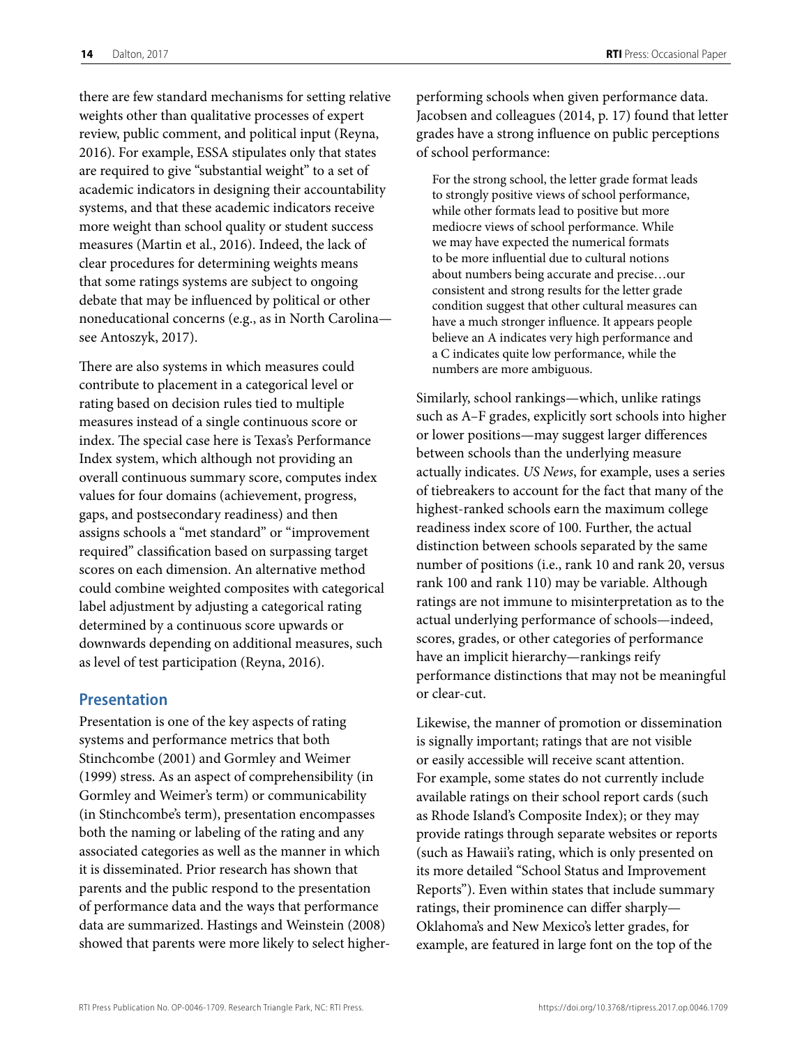there are few standard mechanisms for setting relative weights other than qualitative processes of expert review, public comment, and political input (Reyna, 2016). For example, ESSA stipulates only that states are required to give "substantial weight" to a set of academic indicators in designing their accountability systems, and that these academic indicators receive more weight than school quality or student success measures (Martin et al., 2016). Indeed, the lack of clear procedures for determining weights means that some ratings systems are subject to ongoing debate that may be influenced by political or other noneducational concerns (e.g., as in North Carolina—see Antoszyk, 2017).

There are also systems in which measures could contribute to placement in a categorical level or rating based on decision rules tied to multiple measures instead of a single continuous score or index. The special case here is Texas's Performance Index system, which although not providing an overall continuous summary score, computes index values for four domains (achievement, progress, gaps, and postsecondary readiness) and then assigns schools a "met standard" or "improvement required" classification based on surpassing target scores on each dimension. An alternative method could combine weighted composites with categorical label adjustment by adjusting a categorical rating determined by a continuous score upwards or downwards depending on additional measures, such as level of test participation (Reyna, 2016).

## Presentation

Presentation is one of the key aspects of rating systems and performance metrics that both Stinchcombe (2001) and Gormley and Weimer (1999) stress. As an aspect of comprehensibility (in Gormley and Weimer's term) or communicability (in Stinchcombe's term), presentation encompasses both the naming or labeling of the rating and any associated categories as well as the manner in which it is disseminated. Prior research has shown that parents and the public respond to the presentation of performance data and the ways that performance data are summarized. Hastings and Weinstein (2008) showed that parents were more likely to select higher-performing schools when given performance data. Jacobsen and colleagues (2014, p. 17) found that letter grades have a strong influence on public perceptions of school performance:

> For the strong school, the letter grade format leads to strongly positive views of school performance, while other formats lead to positive but more mediocre views of school performance. While we may have expected the numerical formats to be more influential due to cultural notions about numbers being accurate and precise…our consistent and strong results for the letter grade condition suggest that other cultural measures can have a much stronger influence. It appears people believe an A indicates very high performance and a C indicates quite low performance, while the numbers are more ambiguous.

Similarly, school rankings—which, unlike ratings such as A–F grades, explicitly sort schools into higher or lower positions—may suggest larger differences between schools than the underlying measure actually indicates. *US News*, for example, uses a series of tiebreakers to account for the fact that many of the highest-ranked schools earn the maximum college readiness index score of 100. Further, the actual distinction between schools separated by the same number of positions (i.e., rank 10 and rank 20, versus rank 100 and rank 110) may be variable. Although ratings are not immune to misinterpretation as to the actual underlying performance of schools—indeed, scores, grades, or other categories of performance have an implicit hierarchy—rankings reify performance distinctions that may not be meaningful or clear-cut.

Likewise, the manner of promotion or dissemination is signally important; ratings that are not visible or easily accessible will receive scant attention. For example, some states do not currently include available ratings on their school report cards (such as Rhode Island's Composite Index); or they may provide ratings through separate websites or reports (such as Hawaii's rating, which is only presented on its more detailed "School Status and Improvement Reports"). Even within states that include summary ratings, their prominence can differ sharply—Oklahoma's and New Mexico's letter grades, for example, are featured in large font on the top of the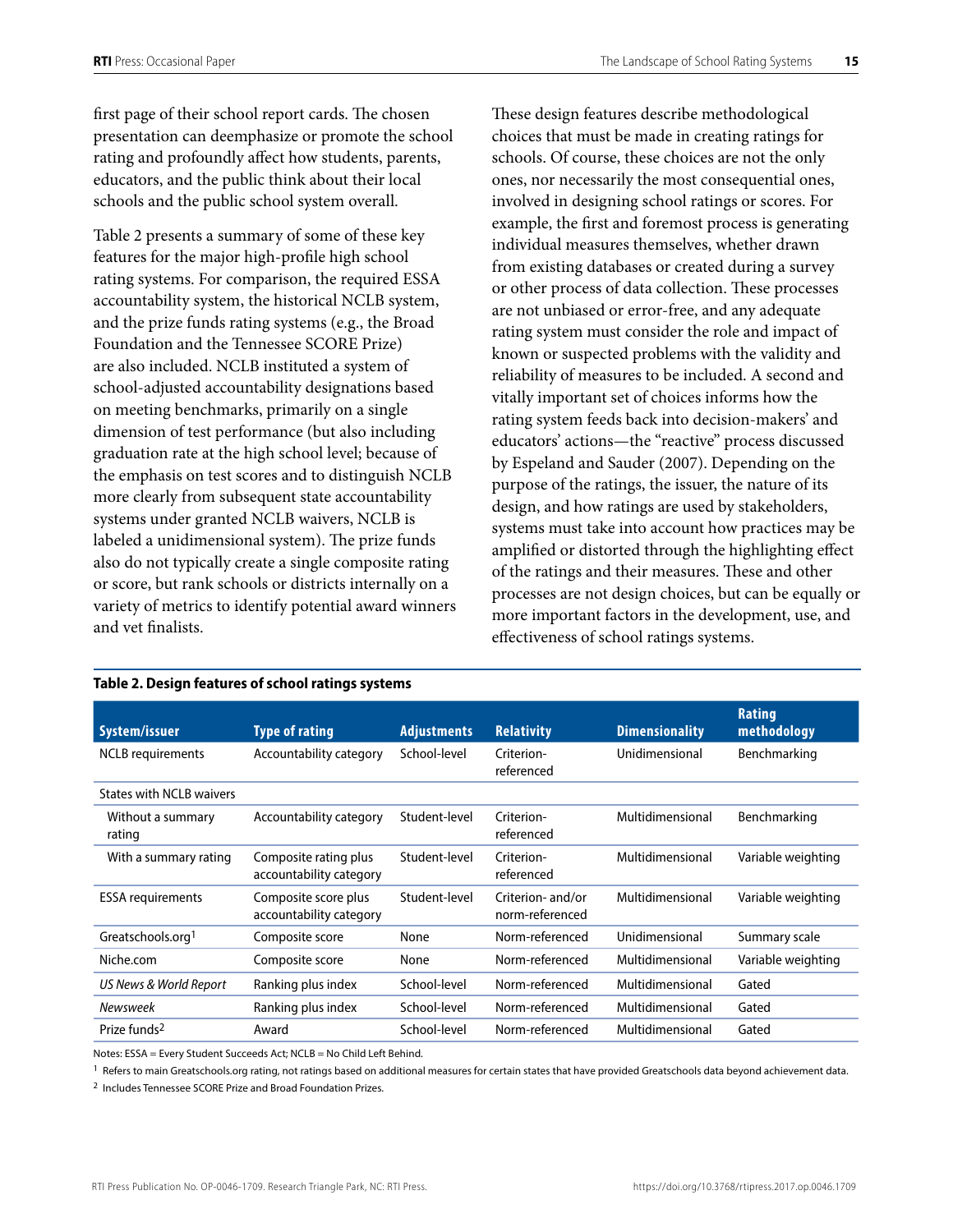first page of their school report cards. The chosen presentation can deemphasize or promote the school rating and profoundly affect how students, parents, educators, and the public think about their local schools and the public school system overall.

Table 2 presents a summary of some of these key features for the major high-profile high school rating systems. For comparison, the required ESSA accountability system, the historical NCLB system, and the prize funds rating systems (e.g., the Broad Foundation and the Tennessee SCORE Prize) are also included. NCLB instituted a system of school-adjusted accountability designations based on meeting benchmarks, primarily on a single dimension of test performance (but also including graduation rate at the high school level; because of the emphasis on test scores and to distinguish NCLB more clearly from subsequent state accountability systems under granted NCLB waivers, NCLB is labeled a unidimensional system). The prize funds also do not typically create a single composite rating or score, but rank schools or districts internally on a variety of metrics to identify potential award winners and vet finalists.

These design features describe methodological choices that must be made in creating ratings for schools. Of course, these choices are not the only ones, nor necessarily the most consequential ones, involved in designing school ratings or scores. For example, the first and foremost process is generating individual measures themselves, whether drawn from existing databases or created during a survey or other process of data collection. These processes are not unbiased or error-free, and any adequate rating system must consider the role and impact of known or suspected problems with the validity and reliability of measures to be included. A second and vitally important set of choices informs how the rating system feeds back into decision-makers' and educators' actions—the "reactive" process discussed by Espeland and Sauder (2007). Depending on the purpose of the ratings, the issuer, the nature of its design, and how ratings are used by stakeholders, systems must take into account how practices may be amplified or distorted through the highlighting effect of the ratings and their measures. These and other processes are not design choices, but can be equally or more important factors in the development, use, and effectiveness of school ratings systems.

**Table 2. Design features of school ratings systems**

| System/issuer | Type of rating | Adjustments | Relativity | Dimensionality | Rating methodology |
|---|---|---|---|---|---|
| NCLB requirements | Accountability category | School-level | Criterion-referenced | Unidimensional | Benchmarking |
| States with NCLB waivers | | | | | |
| Without a summary rating | Accountability category | Student-level | Criterion-referenced | Multidimensional | Benchmarking |
| With a summary rating | Composite rating plus accountability category | Student-level | Criterion-referenced | Multidimensional | Variable weighting |
| ESSA requirements | Composite score plus accountability category | Student-level | Criterion- and/or norm-referenced | Multidimensional | Variable weighting |
| Greatschools.org[1] | Composite score | None | Norm-referenced | Unidimensional | Summary scale |
| Niche.com | Composite score | None | Norm-referenced | Multidimensional | Variable weighting |
| *US News & World Report* | Ranking plus index | School-level | Norm-referenced | Multidimensional | Gated |
| *Newsweek* | Ranking plus index | School-level | Norm-referenced | Multidimensional | Gated |
| Prize funds[2] | Award | School-level | Norm-referenced | Multidimensional | Gated |

Notes: ESSA = Every Student Succeeds Act; NCLB = No Child Left Behind.

[1] Refers to main Greatschools.org rating, not ratings based on additional measures for certain states that have provided Greatschools data beyond achievement data.

[2] Includes Tennessee SCORE Prize and Broad Foundation Prizes.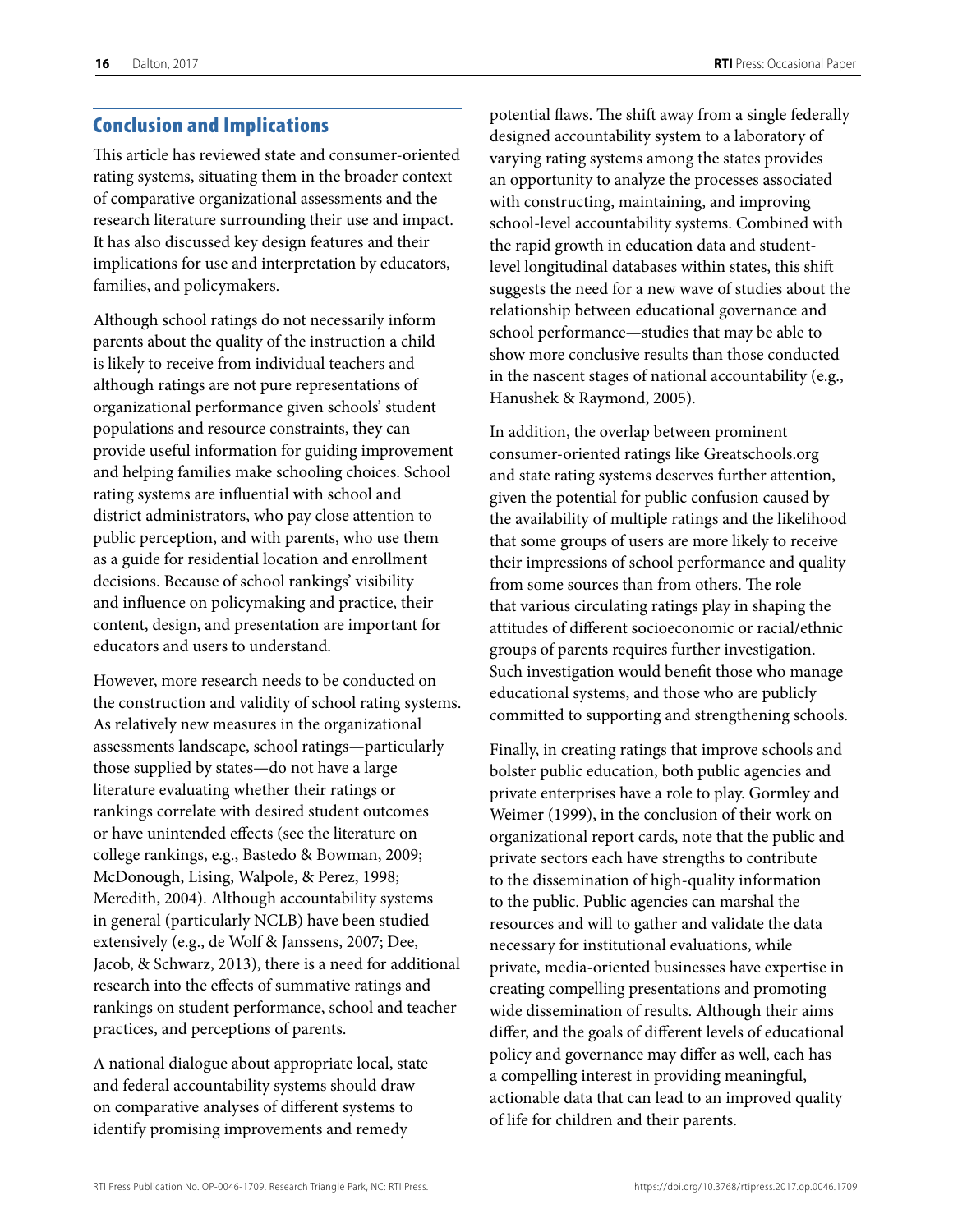## Conclusion and Implications

This article has reviewed state and consumer-oriented rating systems, situating them in the broader context of comparative organizational assessments and the research literature surrounding their use and impact. It has also discussed key design features and their implications for use and interpretation by educators, families, and policymakers.

Although school ratings do not necessarily inform parents about the quality of the instruction a child is likely to receive from individual teachers and although ratings are not pure representations of organizational performance given schools' student populations and resource constraints, they can provide useful information for guiding improvement and helping families make schooling choices. School rating systems are influential with school and district administrators, who pay close attention to public perception, and with parents, who use them as a guide for residential location and enrollment decisions. Because of school rankings' visibility and influence on policymaking and practice, their content, design, and presentation are important for educators and users to understand.

However, more research needs to be conducted on the construction and validity of school rating systems. As relatively new measures in the organizational assessments landscape, school ratings—particularly those supplied by states—do not have a large literature evaluating whether their ratings or rankings correlate with desired student outcomes or have unintended effects (see the literature on college rankings, e.g., Bastedo & Bowman, 2009; McDonough, Lising, Walpole, & Perez, 1998; Meredith, 2004). Although accountability systems in general (particularly NCLB) have been studied extensively (e.g., de Wolf & Janssens, 2007; Dee, Jacob, & Schwarz, 2013), there is a need for additional research into the effects of summative ratings and rankings on student performance, school and teacher practices, and perceptions of parents.

A national dialogue about appropriate local, state and federal accountability systems should draw on comparative analyses of different systems to identify promising improvements and remedy potential flaws. The shift away from a single federally designed accountability system to a laboratory of varying rating systems among the states provides an opportunity to analyze the processes associated with constructing, maintaining, and improving school-level accountability systems. Combined with the rapid growth in education data and student-level longitudinal databases within states, this shift suggests the need for a new wave of studies about the relationship between educational governance and school performance—studies that may be able to show more conclusive results than those conducted in the nascent stages of national accountability (e.g., Hanushek & Raymond, 2005).

In addition, the overlap between prominent consumer-oriented ratings like Greatschools.org and state rating systems deserves further attention, given the potential for public confusion caused by the availability of multiple ratings and the likelihood that some groups of users are more likely to receive their impressions of school performance and quality from some sources than from others. The role that various circulating ratings play in shaping the attitudes of different socioeconomic or racial/ethnic groups of parents requires further investigation. Such investigation would benefit those who manage educational systems, and those who are publicly committed to supporting and strengthening schools.

Finally, in creating ratings that improve schools and bolster public education, both public agencies and private enterprises have a role to play. Gormley and Weimer (1999), in the conclusion of their work on organizational report cards, note that the public and private sectors each have strengths to contribute to the dissemination of high-quality information to the public. Public agencies can marshal the resources and will to gather and validate the data necessary for institutional evaluations, while private, media-oriented businesses have expertise in creating compelling presentations and promoting wide dissemination of results. Although their aims differ, and the goals of different levels of educational policy and governance may differ as well, each has a compelling interest in providing meaningful, actionable data that can lead to an improved quality of life for children and their parents.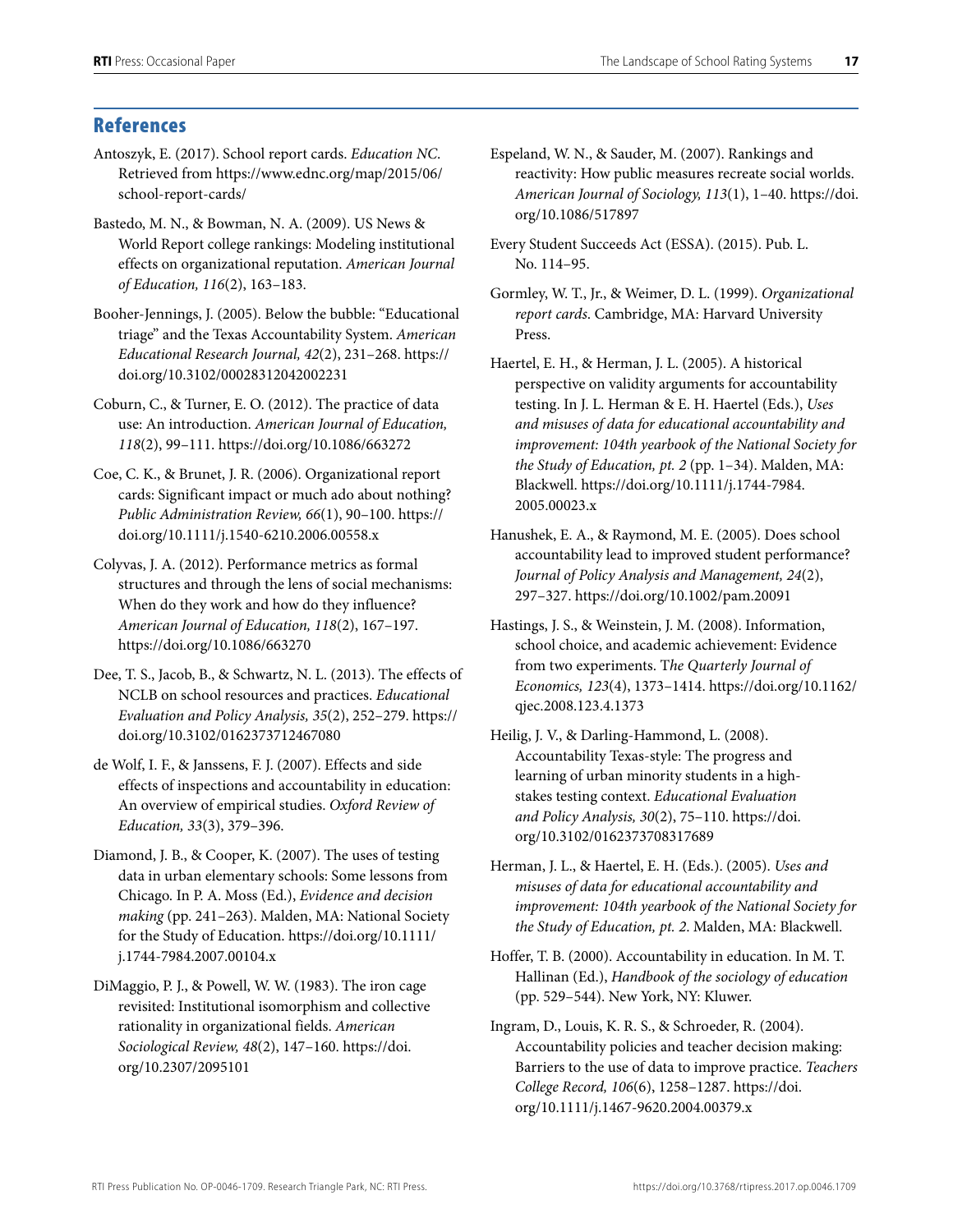## References

Antoszyk, E. (2017). School report cards. *Education NC*. Retrieved from https://www.ednc.org/map/2015/06/school-report-cards/

Bastedo, M. N., & Bowman, N. A. (2009). US News & World Report college rankings: Modeling institutional effects on organizational reputation. *American Journal of Education, 116*(2), 163–183.

Booher-Jennings, J. (2005). Below the bubble: "Educational triage" and the Texas Accountability System. *American Educational Research Journal, 42*(2), 231–268. https://doi.org/10.3102/00028312042002231

Coburn, C., & Turner, E. O. (2012). The practice of data use: An introduction. *American Journal of Education, 118*(2), 99–111. https://doi.org/10.1086/663272

Coe, C. K., & Brunet, J. R. (2006). Organizational report cards: Significant impact or much ado about nothing? *Public Administration Review, 66*(1), 90–100. https://doi.org/10.1111/j.1540-6210.2006.00558.x

Colyvas, J. A. (2012). Performance metrics as formal structures and through the lens of social mechanisms: When do they work and how do they influence? *American Journal of Education, 118*(2), 167–197. https://doi.org/10.1086/663270

Dee, T. S., Jacob, B., & Schwartz, N. L. (2013). The effects of NCLB on school resources and practices. *Educational Evaluation and Policy Analysis, 35*(2), 252–279. https://doi.org/10.3102/0162373712467080

de Wolf, I. F., & Janssens, F. J. (2007). Effects and side effects of inspections and accountability in education: An overview of empirical studies. *Oxford Review of Education, 33*(3), 379–396.

Diamond, J. B., & Cooper, K. (2007). The uses of testing data in urban elementary schools: Some lessons from Chicago. In P. A. Moss (Ed.), *Evidence and decision making* (pp. 241–263). Malden, MA: National Society for the Study of Education. https://doi.org/10.1111/j.1744-7984.2007.00104.x

DiMaggio, P. J., & Powell, W. W. (1983). The iron cage revisited: Institutional isomorphism and collective rationality in organizational fields. *American Sociological Review, 48*(2), 147–160. https://doi.org/10.2307/2095101

Espeland, W. N., & Sauder, M. (2007). Rankings and reactivity: How public measures recreate social worlds. *American Journal of Sociology, 113*(1), 1–40. https://doi.org/10.1086/517897

Every Student Succeeds Act (ESSA). (2015). Pub. L. No. 114–95.

Gormley, W. T., Jr., & Weimer, D. L. (1999). *Organizational report cards*. Cambridge, MA: Harvard University Press.

Haertel, E. H., & Herman, J. L. (2005). A historical perspective on validity arguments for accountability testing. In J. L. Herman & E. H. Haertel (Eds.), *Uses and misuses of data for educational accountability and improvement: 104th yearbook of the National Society for the Study of Education, pt. 2* (pp. 1–34). Malden, MA: Blackwell. https://doi.org/10.1111/j.1744-7984.2005.00023.x

Hanushek, E. A., & Raymond, M. E. (2005). Does school accountability lead to improved student performance? *Journal of Policy Analysis and Management, 24*(2), 297–327. https://doi.org/10.1002/pam.20091

Hastings, J. S., & Weinstein, J. M. (2008). Information, school choice, and academic achievement: Evidence from two experiments. T*he Quarterly Journal of Economics, 123*(4), 1373–1414. https://doi.org/10.1162/qjec.2008.123.4.1373

Heilig, J. V., & Darling-Hammond, L. (2008). Accountability Texas-style: The progress and learning of urban minority students in a high-stakes testing context. *Educational Evaluation and Policy Analysis, 30*(2), 75–110. https://doi.org/10.3102/0162373708317689

Herman, J. L., & Haertel, E. H. (Eds.). (2005). *Uses and misuses of data for educational accountability and improvement: 104th yearbook of the National Society for the Study of Education, pt. 2*. Malden, MA: Blackwell.

Hoffer, T. B. (2000). Accountability in education. In M. T. Hallinan (Ed.), *Handbook of the sociology of education* (pp. 529–544). New York, NY: Kluwer.

Ingram, D., Louis, K. R. S., & Schroeder, R. (2004). Accountability policies and teacher decision making: Barriers to the use of data to improve practice. *Teachers College Record, 106*(6), 1258–1287. https://doi.org/10.1111/j.1467-9620.2004.00379.x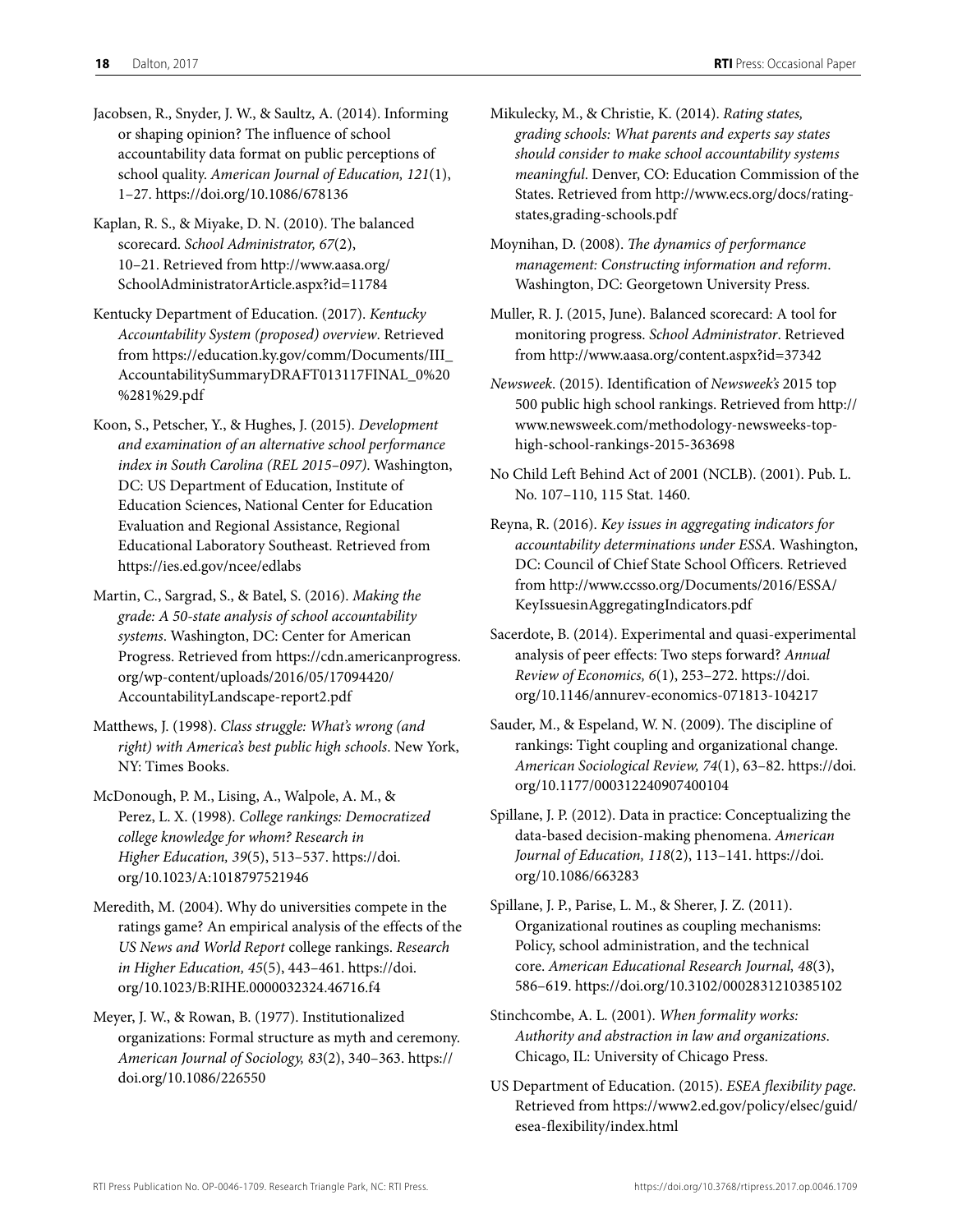Jacobsen, R., Snyder, J. W., & Saultz, A. (2014). Informing or shaping opinion? The influence of school accountability data format on public perceptions of school quality. *American Journal of Education, 121*(1), 1–27. https://doi.org/10.1086/678136

Kaplan, R. S., & Miyake, D. N. (2010). The balanced scorecard. *School Administrator, 67*(2), 10–21. Retrieved from http://www.aasa.org/SchoolAdministratorArticle.aspx?id=11784

Kentucky Department of Education. (2017). *Kentucky Accountability System (proposed) overview*. Retrieved from https://education.ky.gov/comm/Documents/III_AccountabilitySummaryDRAFT013117FINAL_0%20%281%29.pdf

Koon, S., Petscher, Y., & Hughes, J. (2015). *Development and examination of an alternative school performance index in South Carolina (REL 2015–097)*. Washington, DC: US Department of Education, Institute of Education Sciences, National Center for Education Evaluation and Regional Assistance, Regional Educational Laboratory Southeast. Retrieved from https://ies.ed.gov/ncee/edlabs

Martin, C., Sargrad, S., & Batel, S. (2016). *Making the grade: A 50-state analysis of school accountability systems*. Washington, DC: Center for American Progress. Retrieved from https://cdn.americanprogress.org/wp-content/uploads/2016/05/17094420/AccountabilityLandscape-report2.pdf

Matthews, J. (1998). *Class struggle: What's wrong (and right) with America's best public high schools*. New York, NY: Times Books.

McDonough, P. M., Lising, A., Walpole, A. M., & Perez, L. X. (1998). *College rankings: Democratized college knowledge for whom? Research in Higher Education, 39*(5), 513–537. https://doi.org/10.1023/A:1018797521946

Meredith, M. (2004). Why do universities compete in the ratings game? An empirical analysis of the effects of the *US News and World Report* college rankings. *Research in Higher Education, 45*(5), 443–461. https://doi.org/10.1023/B:RIHE.0000032324.46716.f4

Meyer, J. W., & Rowan, B. (1977). Institutionalized organizations: Formal structure as myth and ceremony. *American Journal of Sociology, 83*(2), 340–363. https://doi.org/10.1086/226550

Mikulecky, M., & Christie, K. (2014). *Rating states, grading schools: What parents and experts say states should consider to make school accountability systems meaningful*. Denver, CO: Education Commission of the States. Retrieved from http://www.ecs.org/docs/rating-states,grading-schools.pdf

Moynihan, D. (2008). *The dynamics of performance management: Constructing information and reform*. Washington, DC: Georgetown University Press.

Muller, R. J. (2015, June). Balanced scorecard: A tool for monitoring progress. *School Administrator*. Retrieved from http://www.aasa.org/content.aspx?id=37342

*Newsweek*. (2015). Identification of *Newsweek's* 2015 top 500 public high school rankings. Retrieved from http://www.newsweek.com/methodology-newsweeks-top-high-school-rankings-2015-363698

No Child Left Behind Act of 2001 (NCLB). (2001). Pub. L. No. 107–110, 115 Stat. 1460.

Reyna, R. (2016). *Key issues in aggregating indicators for accountability determinations under ESSA*. Washington, DC: Council of Chief State School Officers. Retrieved from http://www.ccsso.org/Documents/2016/ESSA/KeyIssuesinAggregatingIndicators.pdf

Sacerdote, B. (2014). Experimental and quasi-experimental analysis of peer effects: Two steps forward? *Annual Review of Economics, 6*(1), 253–272. https://doi.org/10.1146/annurev-economics-071813-104217

Sauder, M., & Espeland, W. N. (2009). The discipline of rankings: Tight coupling and organizational change. *American Sociological Review, 74*(1), 63–82. https://doi.org/10.1177/000312240907400104

Spillane, J. P. (2012). Data in practice: Conceptualizing the data-based decision-making phenomena. *American Journal of Education, 118*(2), 113–141. https://doi.org/10.1086/663283

Spillane, J. P., Parise, L. M., & Sherer, J. Z. (2011). Organizational routines as coupling mechanisms: Policy, school administration, and the technical core. *American Educational Research Journal, 48*(3), 586–619. https://doi.org/10.3102/0002831210385102

Stinchcombe, A. L. (2001). *When formality works: Authority and abstraction in law and organizations*. Chicago, IL: University of Chicago Press.

US Department of Education. (2015). *ESEA flexibility page*. Retrieved from https://www2.ed.gov/policy/elsec/guid/esea-flexibility/index.html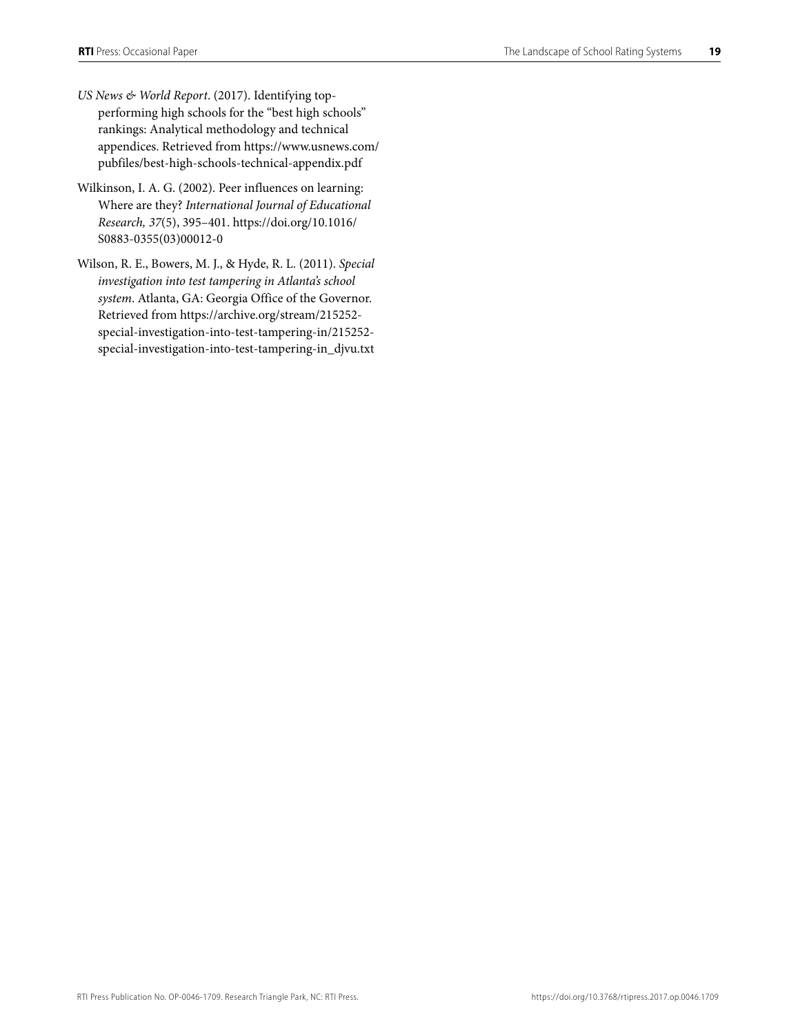*US News & World Report*. (2017). Identifying top-performing high schools for the "best high schools" rankings: Analytical methodology and technical appendices. Retrieved from https://www.usnews.com/pubfiles/best-high-schools-technical-appendix.pdf

Wilkinson, I. A. G. (2002). Peer influences on learning: Where are they? *International Journal of Educational Research, 37*(5), 395–401. https://doi.org/10.1016/S0883-0355(03)00012-0

Wilson, R. E., Bowers, M. J., & Hyde, R. L. (2011). *Special investigation into test tampering in Atlanta's school system*. Atlanta, GA: Georgia Office of the Governor. Retrieved from https://archive.org/stream/215252-special-investigation-into-test-tampering-in/215252-special-investigation-into-test-tampering-in_djvu.txt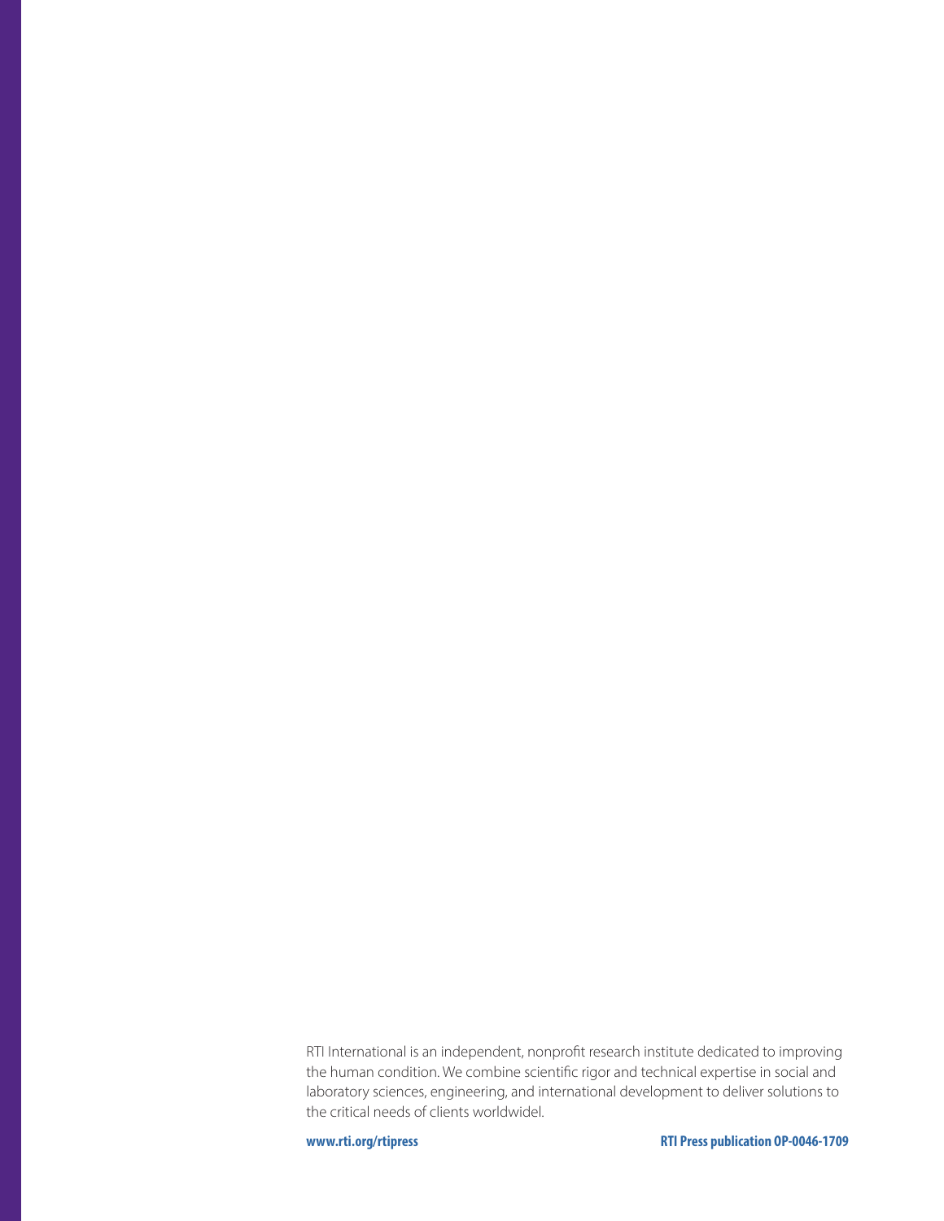RTI International is an independent, nonprofit research institute dedicated to improving the human condition. We combine scientific rigor and technical expertise in social and laboratory sciences, engineering, and international development to deliver solutions to the critical needs of clients worldwidel.

**www.rti.org/rtipress** **RTI Press publication OP-0046-1709**